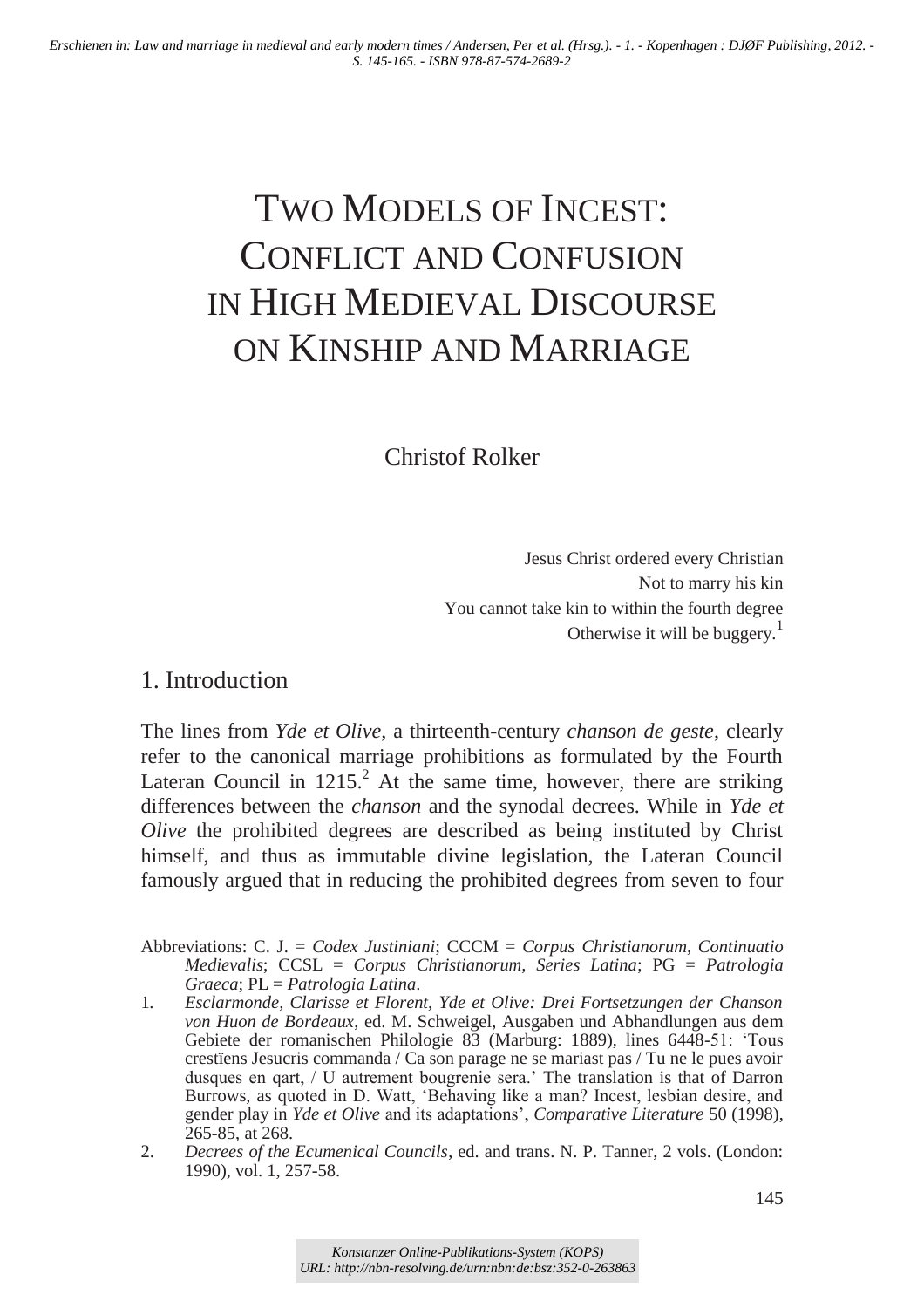Erschienen in: Law and marriage in medieval and early modern times / Andersen, Per et al. (Hrsg.). - 1. - Kopenhagen : DJØF Publishing, 2012. - S. 145-165. - ISBN 978-87-574-2689-2

# Two Models of Incest: Conflict and Confusion in High Medieval Discourse on Kinship and Marriage

Christof Rolker

> Jesus Christ ordered every Christian
> Not to marry his kin
> You cannot take kin to within the fourth degree
> Otherwise it will be buggery.[1]

## 1. Introduction

The lines from *Yde et Olive*, a thirteenth-century *chanson de geste*, clearly refer to the canonical marriage prohibitions as formulated by the Fourth Lateran Council in 1215.[2] At the same time, however, there are striking differences between the *chanson* and the synodal decrees. While in *Yde et Olive* the prohibited degrees are described as being instituted by Christ himself, and thus as immutable divine legislation, the Lateran Council famously argued that in reducing the prohibited degrees from seven to four

Abbreviations: C. J. = *Codex Justiniani*; CCCM = *Corpus Christianorum, Continuatio Medievalis*; CCSL = *Corpus Christianorum, Series Latina*; PG = *Patrologia Graeca*; PL = *Patrologia Latina*.

1. *Esclarmonde, Clarisse et Florent, Yde et Olive: Drei Fortsetzungen der Chanson von Huon de Bordeaux*, ed. M. Schweigel, Ausgaben und Abhandlungen aus dem Gebiete der romanischen Philologie 83 (Marburg: 1889), lines 6448-51: 'Tous crestïens Jesucris commanda / Ca son parage ne se mariast pas / Tu ne le pues avoir dusques en qart, / U autrement bougrenie sera.' The translation is that of Darron Burrows, as quoted in D. Watt, 'Behaving like a man? Incest, lesbian desire, and gender play in *Yde et Olive* and its adaptations', *Comparative Literature* 50 (1998), 265-85, at 268.
2. *Decrees of the Ecumenical Councils*, ed. and trans. N. P. Tanner, 2 vols. (London: 1990), vol. 1, 257-58.

Konstanzer Online-Publikations-System (KOPS)
URL: http://nbn-resolving.de/urn:nbn:de:bsz:352-0-263863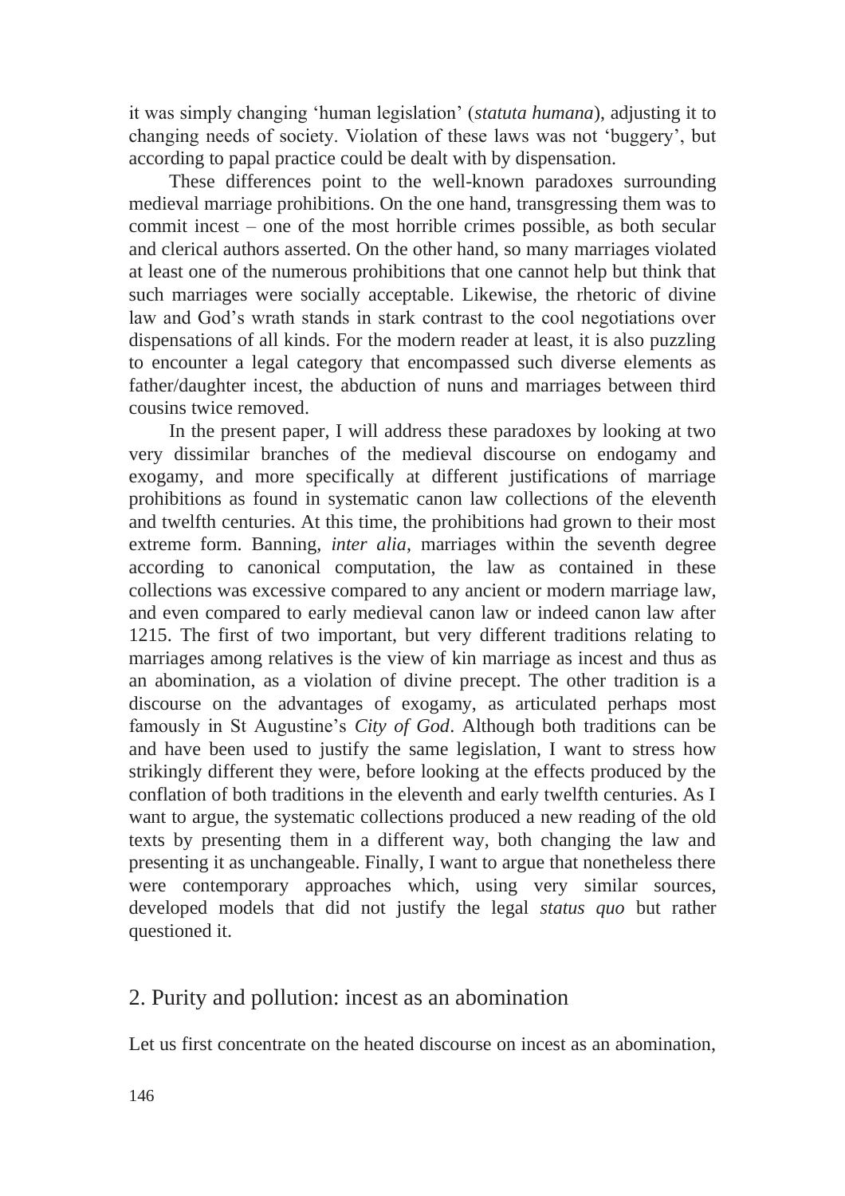it was simply changing 'human legislation' (*statuta humana*), adjusting it to changing needs of society. Violation of these laws was not 'buggery', but according to papal practice could be dealt with by dispensation.

These differences point to the well-known paradoxes surrounding medieval marriage prohibitions. On the one hand, transgressing them was to commit incest – one of the most horrible crimes possible, as both secular and clerical authors asserted. On the other hand, so many marriages violated at least one of the numerous prohibitions that one cannot help but think that such marriages were socially acceptable. Likewise, the rhetoric of divine law and God's wrath stands in stark contrast to the cool negotiations over dispensations of all kinds. For the modern reader at least, it is also puzzling to encounter a legal category that encompassed such diverse elements as father/daughter incest, the abduction of nuns and marriages between third cousins twice removed.

In the present paper, I will address these paradoxes by looking at two very dissimilar branches of the medieval discourse on endogamy and exogamy, and more specifically at different justifications of marriage prohibitions as found in systematic canon law collections of the eleventh and twelfth centuries. At this time, the prohibitions had grown to their most extreme form. Banning, *inter alia*, marriages within the seventh degree according to canonical computation, the law as contained in these collections was excessive compared to any ancient or modern marriage law, and even compared to early medieval canon law or indeed canon law after 1215. The first of two important, but very different traditions relating to marriages among relatives is the view of kin marriage as incest and thus as an abomination, as a violation of divine precept. The other tradition is a discourse on the advantages of exogamy, as articulated perhaps most famously in St Augustine's *City of God*. Although both traditions can be and have been used to justify the same legislation, I want to stress how strikingly different they were, before looking at the effects produced by the conflation of both traditions in the eleventh and early twelfth centuries. As I want to argue, the systematic collections produced a new reading of the old texts by presenting them in a different way, both changing the law and presenting it as unchangeable. Finally, I want to argue that nonetheless there were contemporary approaches which, using very similar sources, developed models that did not justify the legal *status quo* but rather questioned it.

## 2. Purity and pollution: incest as an abomination

Let us first concentrate on the heated discourse on incest as an abomination,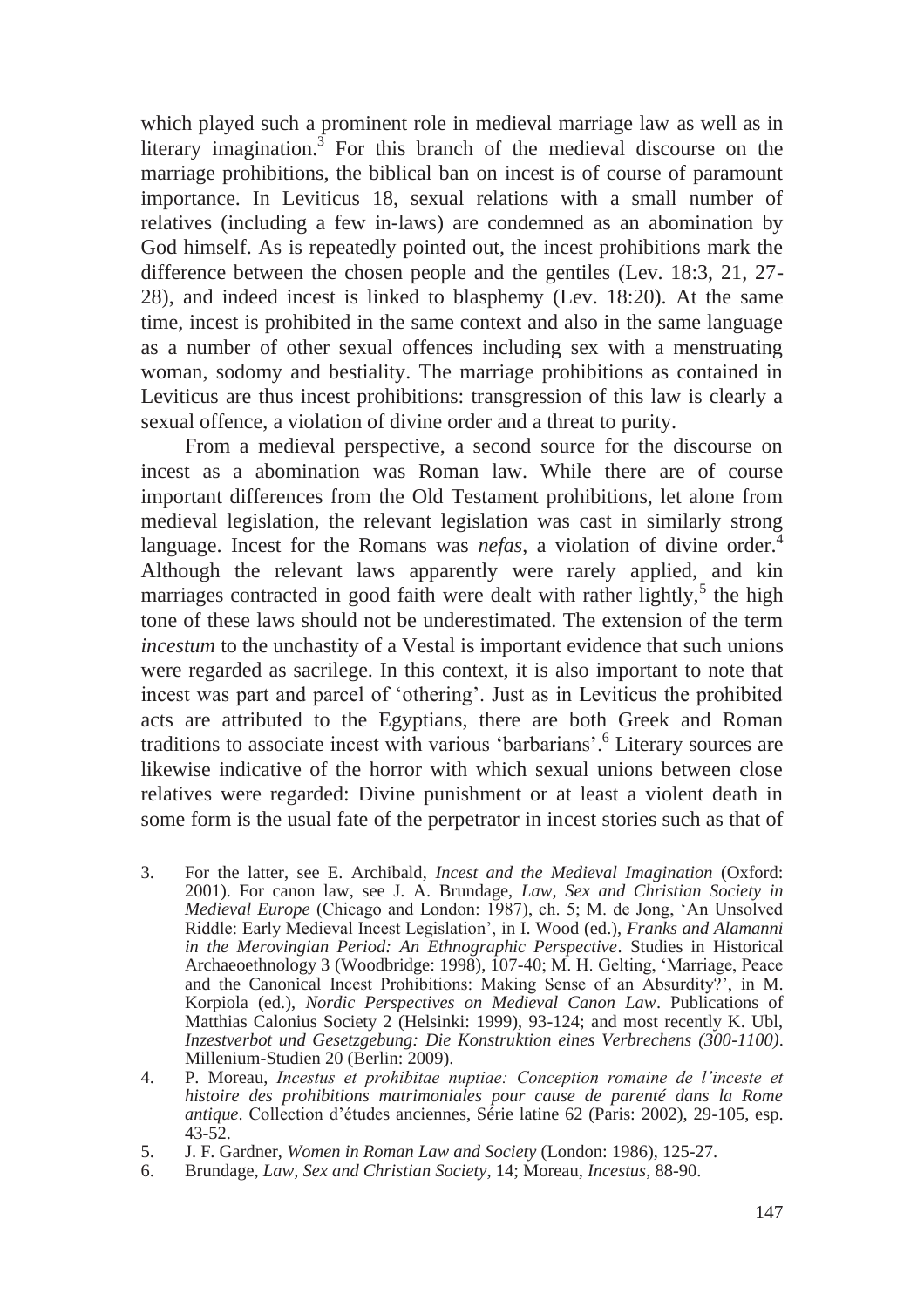which played such a prominent role in medieval marriage law as well as in literary imagination.[3] For this branch of the medieval discourse on the marriage prohibitions, the biblical ban on incest is of course of paramount importance. In Leviticus 18, sexual relations with a small number of relatives (including a few in-laws) are condemned as an abomination by God himself. As is repeatedly pointed out, the incest prohibitions mark the difference between the chosen people and the gentiles (Lev. 18:3, 21, 27-28), and indeed incest is linked to blasphemy (Lev. 18:20). At the same time, incest is prohibited in the same context and also in the same language as a number of other sexual offences including sex with a menstruating woman, sodomy and bestiality. The marriage prohibitions as contained in Leviticus are thus incest prohibitions: transgression of this law is clearly a sexual offence, a violation of divine order and a threat to purity.

From a medieval perspective, a second source for the discourse on incest as a abomination was Roman law. While there are of course important differences from the Old Testament prohibitions, let alone from medieval legislation, the relevant legislation was cast in similarly strong language. Incest for the Romans was *nefas*, a violation of divine order.[4] Although the relevant laws apparently were rarely applied, and kin marriages contracted in good faith were dealt with rather lightly,[5] the high tone of these laws should not be underestimated. The extension of the term *incestum* to the unchastity of a Vestal is important evidence that such unions were regarded as sacrilege. In this context, it is also important to note that incest was part and parcel of 'othering'. Just as in Leviticus the prohibited acts are attributed to the Egyptians, there are both Greek and Roman traditions to associate incest with various 'barbarians'.[6] Literary sources are likewise indicative of the horror with which sexual unions between close relatives were regarded: Divine punishment or at least a violent death in some form is the usual fate of the perpetrator in incest stories such as that of

3. For the latter, see E. Archibald, *Incest and the Medieval Imagination* (Oxford: 2001). For canon law, see J. A. Brundage, *Law, Sex and Christian Society in Medieval Europe* (Chicago and London: 1987), ch. 5; M. de Jong, 'An Unsolved Riddle: Early Medieval Incest Legislation', in I. Wood (ed.), *Franks and Alamanni in the Merovingian Period: An Ethnographic Perspective*. Studies in Historical Archaeoethnology 3 (Woodbridge: 1998), 107-40; M. H. Gelting, 'Marriage, Peace and the Canonical Incest Prohibitions: Making Sense of an Absurdity?', in M. Korpiola (ed.), *Nordic Perspectives on Medieval Canon Law*. Publications of Matthias Calonius Society 2 (Helsinki: 1999), 93-124; and most recently K. Ubl, *Inzestverbot und Gesetzgebung: Die Konstruktion eines Verbrechens (300-1100)*. Millenium-Studien 20 (Berlin: 2009).

4. P. Moreau, *Incestus et prohibitae nuptiae: Conception romaine de l'inceste et histoire des prohibitions matrimoniales pour cause de parenté dans la Rome antique*. Collection d'études anciennes, Série latine 62 (Paris: 2002), 29-105, esp. 43-52.

5. J. F. Gardner, *Women in Roman Law and Society* (London: 1986), 125-27.

6. Brundage, *Law, Sex and Christian Society*, 14; Moreau, *Incestus*, 88-90.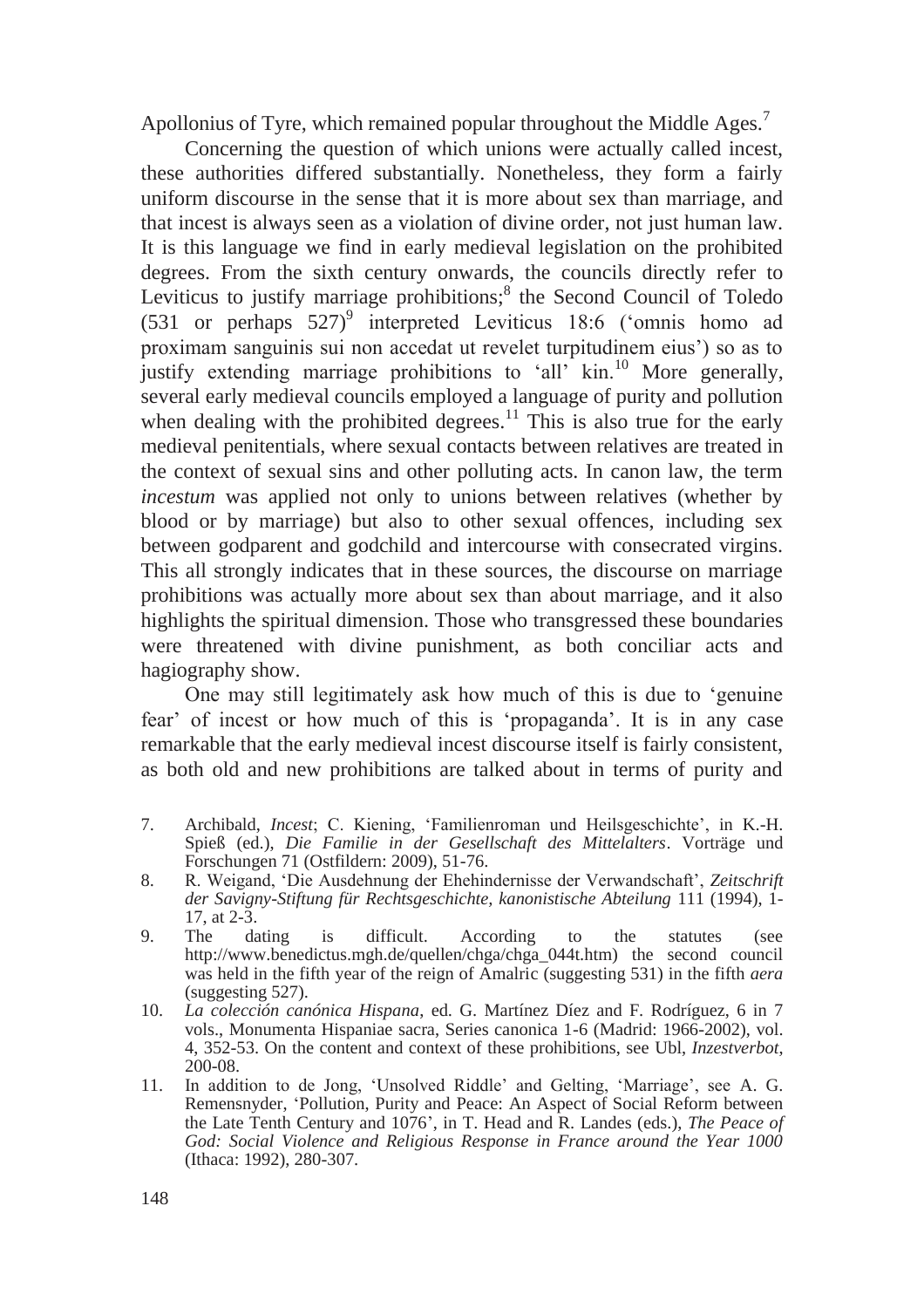Apollonius of Tyre, which remained popular throughout the Middle Ages.[7]

Concerning the question of which unions were actually called incest, these authorities differed substantially. Nonetheless, they form a fairly uniform discourse in the sense that it is more about sex than marriage, and that incest is always seen as a violation of divine order, not just human law. It is this language we find in early medieval legislation on the prohibited degrees. From the sixth century onwards, the councils directly refer to Leviticus to justify marriage prohibitions;[8] the Second Council of Toledo (531 or perhaps 527)[9] interpreted Leviticus 18:6 ('omnis homo ad proximam sanguinis sui non accedat ut revelet turpitudinem eius') so as to justify extending marriage prohibitions to 'all' kin.[10] More generally, several early medieval councils employed a language of purity and pollution when dealing with the prohibited degrees.[11] This is also true for the early medieval penitentials, where sexual contacts between relatives are treated in the context of sexual sins and other polluting acts. In canon law, the term *incestum* was applied not only to unions between relatives (whether by blood or by marriage) but also to other sexual offences, including sex between godparent and godchild and intercourse with consecrated virgins. This all strongly indicates that in these sources, the discourse on marriage prohibitions was actually more about sex than about marriage, and it also highlights the spiritual dimension. Those who transgressed these boundaries were threatened with divine punishment, as both conciliar acts and hagiography show.

One may still legitimately ask how much of this is due to 'genuine fear' of incest or how much of this is 'propaganda'. It is in any case remarkable that the early medieval incest discourse itself is fairly consistent, as both old and new prohibitions are talked about in terms of purity and

7. Archibald, *Incest*; C. Kiening, 'Familienroman und Heilsgeschichte', in K.-H. Spieß (ed.), *Die Familie in der Gesellschaft des Mittelalters*. Vorträge und Forschungen 71 (Ostfildern: 2009), 51-76.
8. R. Weigand, 'Die Ausdehnung der Ehehindernisse der Verwandschaft', *Zeitschrift der Savigny-Stiftung für Rechtsgeschichte, kanonistische Abteilung* 111 (1994), 1-17, at 2-3.
9. The dating is difficult. According to the statutes (see http://www.benedictus.mgh.de/quellen/chga/chga_044t.htm) the second council was held in the fifth year of the reign of Amalric (suggesting 531) in the fifth *aera* (suggesting 527).
10. *La colección canónica Hispana*, ed. G. Martínez Díez and F. Rodríguez, 6 in 7 vols., Monumenta Hispaniae sacra, Series canonica 1-6 (Madrid: 1966-2002), vol. 4, 352-53. On the content and context of these prohibitions, see Ubl, *Inzestverbot*, 200-08.
11. In addition to de Jong, 'Unsolved Riddle' and Gelting, 'Marriage', see A. G. Remensnyder, 'Pollution, Purity and Peace: An Aspect of Social Reform between the Late Tenth Century and 1076', in T. Head and R. Landes (eds.), *The Peace of God: Social Violence and Religious Response in France around the Year 1000* (Ithaca: 1992), 280-307.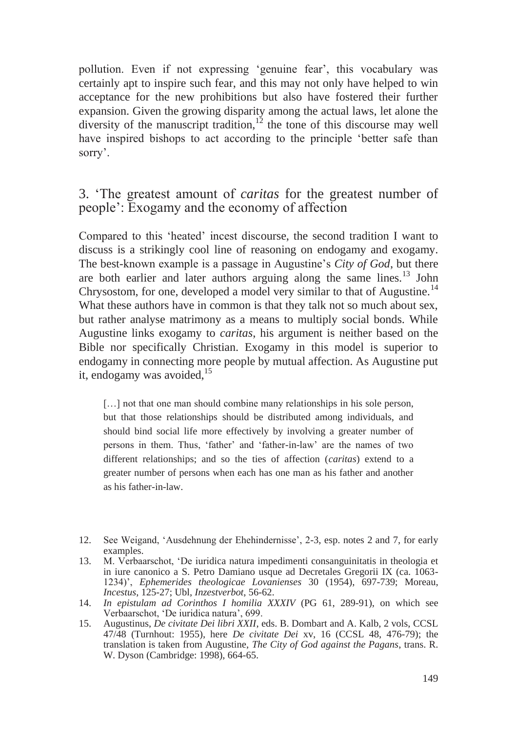pollution. Even if not expressing 'genuine fear', this vocabulary was certainly apt to inspire such fear, and this may not only have helped to win acceptance for the new prohibitions but also have fostered their further expansion. Given the growing disparity among the actual laws, let alone the diversity of the manuscript tradition,[12] the tone of this discourse may well have inspired bishops to act according to the principle 'better safe than sorry'.

## 3. 'The greatest amount of *caritas* for the greatest number of people': Exogamy and the economy of affection

Compared to this 'heated' incest discourse, the second tradition I want to discuss is a strikingly cool line of reasoning on endogamy and exogamy. The best-known example is a passage in Augustine's *City of God*, but there are both earlier and later authors arguing along the same lines.[13] John Chrysostom, for one, developed a model very similar to that of Augustine.[14] What these authors have in common is that they talk not so much about sex, but rather analyse matrimony as a means to multiply social bonds. While Augustine links exogamy to *caritas*, his argument is neither based on the Bible nor specifically Christian. Exogamy in this model is superior to endogamy in connecting more people by mutual affection. As Augustine put it, endogamy was avoided,[15]

> […] not that one man should combine many relationships in his sole person, but that those relationships should be distributed among individuals, and should bind social life more effectively by involving a greater number of persons in them. Thus, 'father' and 'father-in-law' are the names of two different relationships; and so the ties of affection (*caritas*) extend to a greater number of persons when each has one man as his father and another as his father-in-law.

12. See Weigand, 'Ausdehnung der Ehehindernisse', 2-3, esp. notes 2 and 7, for early examples.
13. M. Verbaarschot, 'De iuridica natura impedimenti consanguinitatis in theologia et in iure canonico a S. Petro Damiano usque ad Decretales Gregorii IX (ca. 1063-1234)', *Ephemerides theologicae Lovanienses* 30 (1954), 697-739; Moreau, *Incestus*, 125-27; Ubl, *Inzestverbot*, 56-62.
14. *In epistulam ad Corinthos I homilia XXXIV* (PG 61, 289-91), on which see Verbaarschot, 'De iuridica natura', 699.
15. Augustinus, *De civitate Dei libri XXII*, eds. B. Dombart and A. Kalb, 2 vols, CCSL 47/48 (Turnhout: 1955), here *De civitate Dei* xv, 16 (CCSL 48, 476-79); the translation is taken from Augustine, *The City of God against the Pagans*, trans. R. W. Dyson (Cambridge: 1998), 664-65.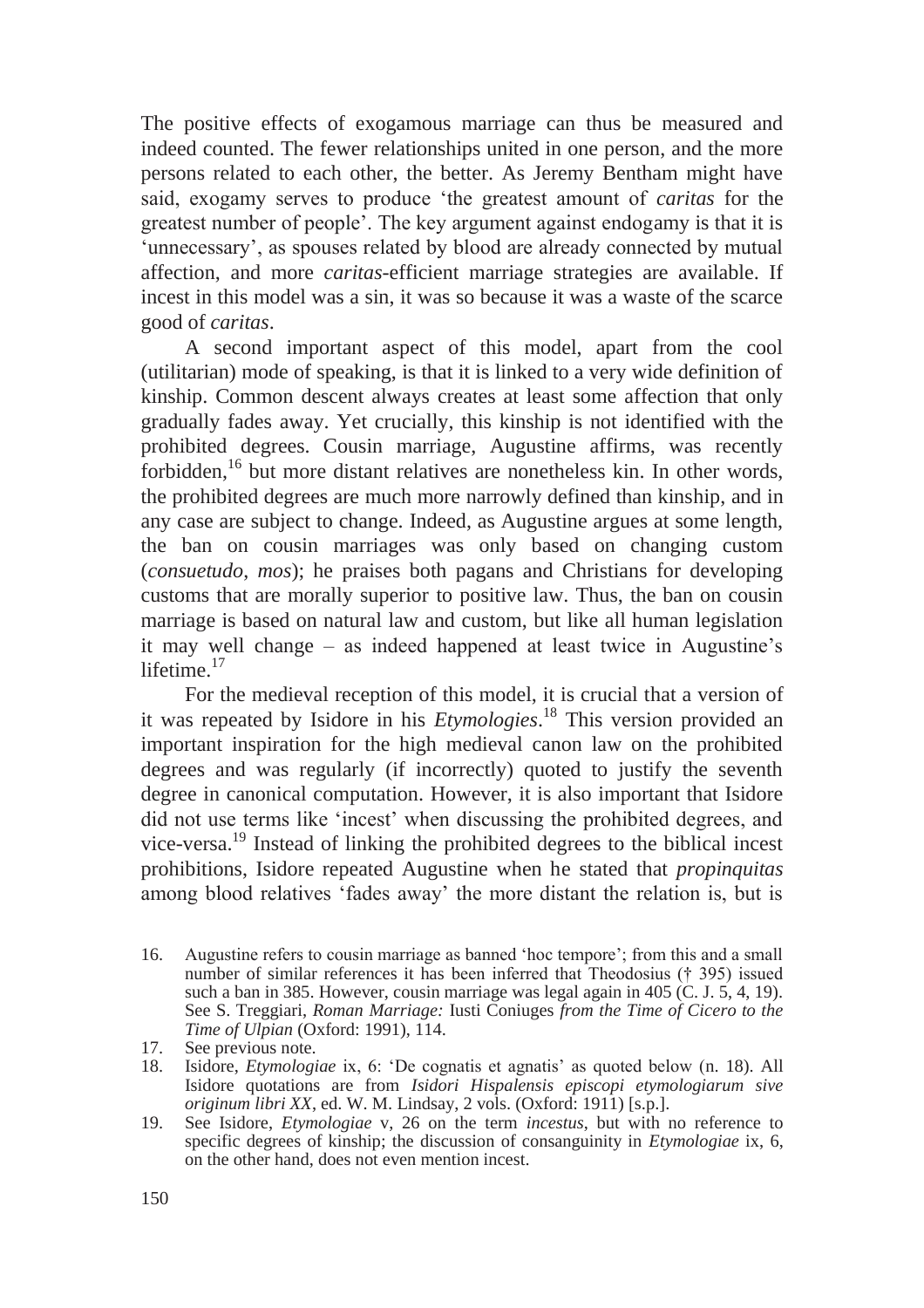The positive effects of exogamous marriage can thus be measured and indeed counted. The fewer relationships united in one person, and the more persons related to each other, the better. As Jeremy Bentham might have said, exogamy serves to produce 'the greatest amount of *caritas* for the greatest number of people'. The key argument against endogamy is that it is 'unnecessary', as spouses related by blood are already connected by mutual affection, and more *caritas*-efficient marriage strategies are available. If incest in this model was a sin, it was so because it was a waste of the scarce good of *caritas*.

A second important aspect of this model, apart from the cool (utilitarian) mode of speaking, is that it is linked to a very wide definition of kinship. Common descent always creates at least some affection that only gradually fades away. Yet crucially, this kinship is not identified with the prohibited degrees. Cousin marriage, Augustine affirms, was recently forbidden,[16] but more distant relatives are nonetheless kin. In other words, the prohibited degrees are much more narrowly defined than kinship, and in any case are subject to change. Indeed, as Augustine argues at some length, the ban on cousin marriages was only based on changing custom (*consuetudo*, *mos*); he praises both pagans and Christians for developing customs that are morally superior to positive law. Thus, the ban on cousin marriage is based on natural law and custom, but like all human legislation it may well change – as indeed happened at least twice in Augustine's lifetime.[17]

For the medieval reception of this model, it is crucial that a version of it was repeated by Isidore in his *Etymologies*.[18] This version provided an important inspiration for the high medieval canon law on the prohibited degrees and was regularly (if incorrectly) quoted to justify the seventh degree in canonical computation. However, it is also important that Isidore did not use terms like 'incest' when discussing the prohibited degrees, and vice-versa.[19] Instead of linking the prohibited degrees to the biblical incest prohibitions, Isidore repeated Augustine when he stated that *propinquitas* among blood relatives 'fades away' the more distant the relation is, but is

16. Augustine refers to cousin marriage as banned 'hoc tempore'; from this and a small number of similar references it has been inferred that Theodosius († 395) issued such a ban in 385. However, cousin marriage was legal again in 405 (C. J. 5, 4, 19). See S. Treggiari, *Roman Marriage:* Iusti Coniuges *from the Time of Cicero to the Time of Ulpian* (Oxford: 1991), 114.
17. See previous note.
18. Isidore, *Etymologiae* ix, 6: 'De cognatis et agnatis' as quoted below (n. 18). All Isidore quotations are from *Isidori Hispalensis episcopi etymologiarum sive originum libri XX*, ed. W. M. Lindsay, 2 vols. (Oxford: 1911) [s.p.].
19. See Isidore, *Etymologiae* v, 26 on the term *incestus*, but with no reference to specific degrees of kinship; the discussion of consanguinity in *Etymologiae* ix, 6, on the other hand, does not even mention incest.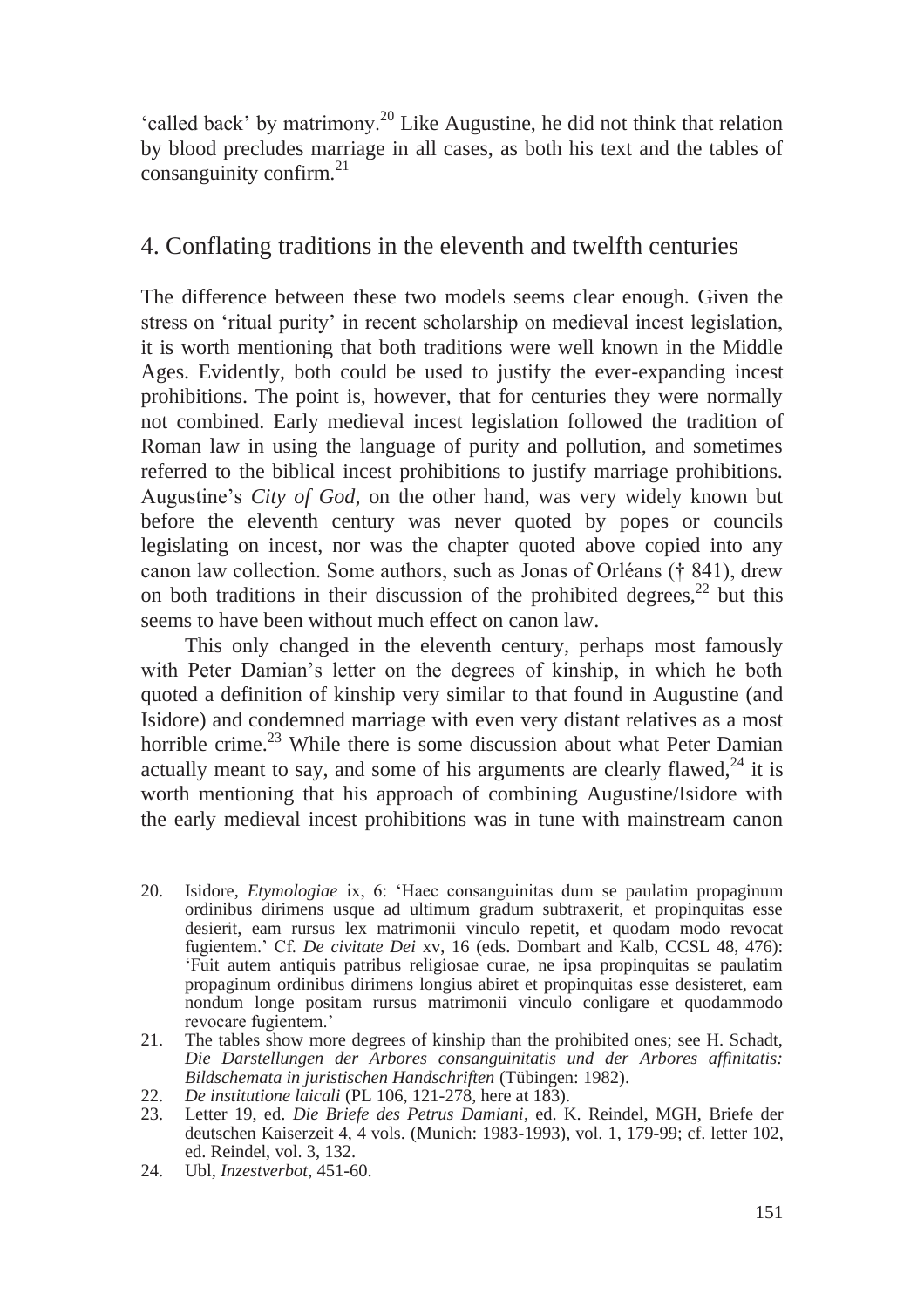'called back' by matrimony.[20] Like Augustine, he did not think that relation by blood precludes marriage in all cases, as both his text and the tables of consanguinity confirm.[21]

## 4. Conflating traditions in the eleventh and twelfth centuries

The difference between these two models seems clear enough. Given the stress on 'ritual purity' in recent scholarship on medieval incest legislation, it is worth mentioning that both traditions were well known in the Middle Ages. Evidently, both could be used to justify the ever-expanding incest prohibitions. The point is, however, that for centuries they were normally not combined. Early medieval incest legislation followed the tradition of Roman law in using the language of purity and pollution, and sometimes referred to the biblical incest prohibitions to justify marriage prohibitions. Augustine's *City of God*, on the other hand, was very widely known but before the eleventh century was never quoted by popes or councils legislating on incest, nor was the chapter quoted above copied into any canon law collection. Some authors, such as Jonas of Orléans († 841), drew on both traditions in their discussion of the prohibited degrees,[22] but this seems to have been without much effect on canon law.

This only changed in the eleventh century, perhaps most famously with Peter Damian's letter on the degrees of kinship, in which he both quoted a definition of kinship very similar to that found in Augustine (and Isidore) and condemned marriage with even very distant relatives as a most horrible crime.[23] While there is some discussion about what Peter Damian actually meant to say, and some of his arguments are clearly flawed,[24] it is worth mentioning that his approach of combining Augustine/Isidore with the early medieval incest prohibitions was in tune with mainstream canon

20. Isidore, *Etymologiae* ix, 6: 'Haec consanguinitas dum se paulatim propaginum ordinibus dirimens usque ad ultimum gradum subtraxerit, et propinquitas esse desierit, eam rursus lex matrimonii vinculo repetit, et quodam modo revocat fugientem.' Cf. *De civitate Dei* xv, 16 (eds. Dombart and Kalb, CCSL 48, 476): 'Fuit autem antiquis patribus religiosae curae, ne ipsa propinquitas se paulatim propaginum ordinibus dirimens longius abiret et propinquitas esse desisteret, eam nondum longe positam rursus matrimonii vinculo conligare et quodammodo revocare fugientem.'
21. The tables show more degrees of kinship than the prohibited ones; see H. Schadt, *Die Darstellungen der Arbores consanguinitatis und der Arbores affinitatis: Bildschemata in juristischen Handschriften* (Tübingen: 1982).
22. *De institutione laicali* (PL 106, 121-278, here at 183).
23. Letter 19, ed. *Die Briefe des Petrus Damiani*, ed. K. Reindel, MGH, Briefe der deutschen Kaiserzeit 4, 4 vols. (Munich: 1983-1993), vol. 1, 179-99; cf. letter 102, ed. Reindel, vol. 3, 132.
24. Ubl, *Inzestverbot*, 451-60.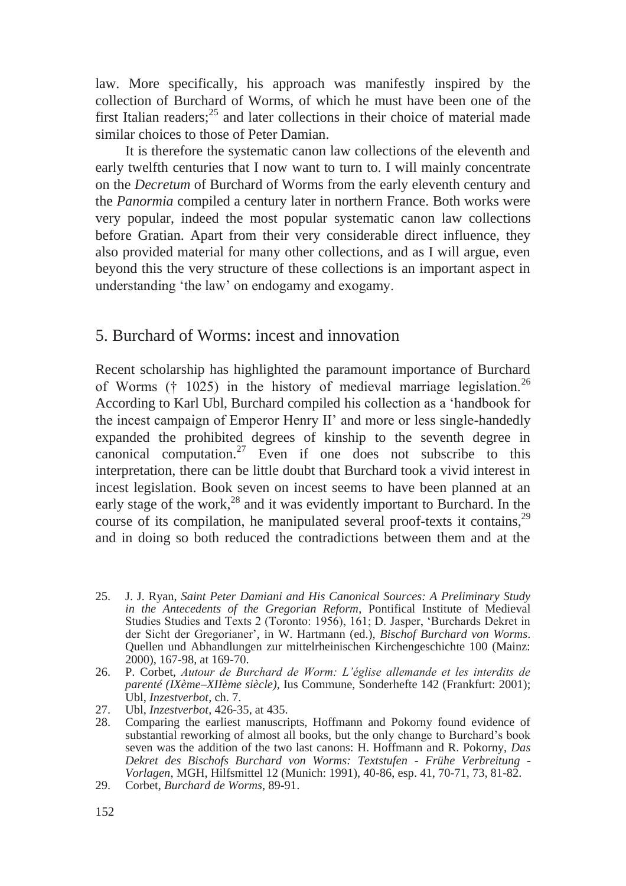law. More specifically, his approach was manifestly inspired by the collection of Burchard of Worms, of which he must have been one of the first Italian readers;[25] and later collections in their choice of material made similar choices to those of Peter Damian.

It is therefore the systematic canon law collections of the eleventh and early twelfth centuries that I now want to turn to. I will mainly concentrate on the *Decretum* of Burchard of Worms from the early eleventh century and the *Panormia* compiled a century later in northern France. Both works were very popular, indeed the most popular systematic canon law collections before Gratian. Apart from their very considerable direct influence, they also provided material for many other collections, and as I will argue, even beyond this the very structure of these collections is an important aspect in understanding 'the law' on endogamy and exogamy.

## 5. Burchard of Worms: incest and innovation

Recent scholarship has highlighted the paramount importance of Burchard of Worms († 1025) in the history of medieval marriage legislation.[26] According to Karl Ubl, Burchard compiled his collection as a 'handbook for the incest campaign of Emperor Henry II' and more or less single-handedly expanded the prohibited degrees of kinship to the seventh degree in canonical computation.[27] Even if one does not subscribe to this interpretation, there can be little doubt that Burchard took a vivid interest in incest legislation. Book seven on incest seems to have been planned at an early stage of the work,[28] and it was evidently important to Burchard. In the course of its compilation, he manipulated several proof-texts it contains,[29] and in doing so both reduced the contradictions between them and at the

25. J. J. Ryan, *Saint Peter Damiani and His Canonical Sources: A Preliminary Study in the Antecedents of the Gregorian Reform*, Pontifical Institute of Medieval Studies Studies and Texts 2 (Toronto: 1956), 161; D. Jasper, 'Burchards Dekret in der Sicht der Gregorianer', in W. Hartmann (ed.), *Bischof Burchard von Worms*. Quellen und Abhandlungen zur mittelrheinischen Kirchengeschichte 100 (Mainz: 2000), 167-98, at 169-70.
26. P. Corbet, *Autour de Burchard de Worm: L'église allemande et les interdits de parenté (IXème–XIIème siècle)*, Ius Commune, Sonderhefte 142 (Frankfurt: 2001); Ubl, *Inzestverbot*, ch. 7.
27. Ubl, *Inzestverbot*, 426-35, at 435.
28. Comparing the earliest manuscripts, Hoffmann and Pokorny found evidence of substantial reworking of almost all books, but the only change to Burchard's book seven was the addition of the two last canons: H. Hoffmann and R. Pokorny, *Das Dekret des Bischofs Burchard von Worms: Textstufen - Frühe Verbreitung - Vorlagen*, MGH, Hilfsmittel 12 (Munich: 1991), 40-86, esp. 41, 70-71, 73, 81-82.
29. Corbet, *Burchard de Worms*, 89-91.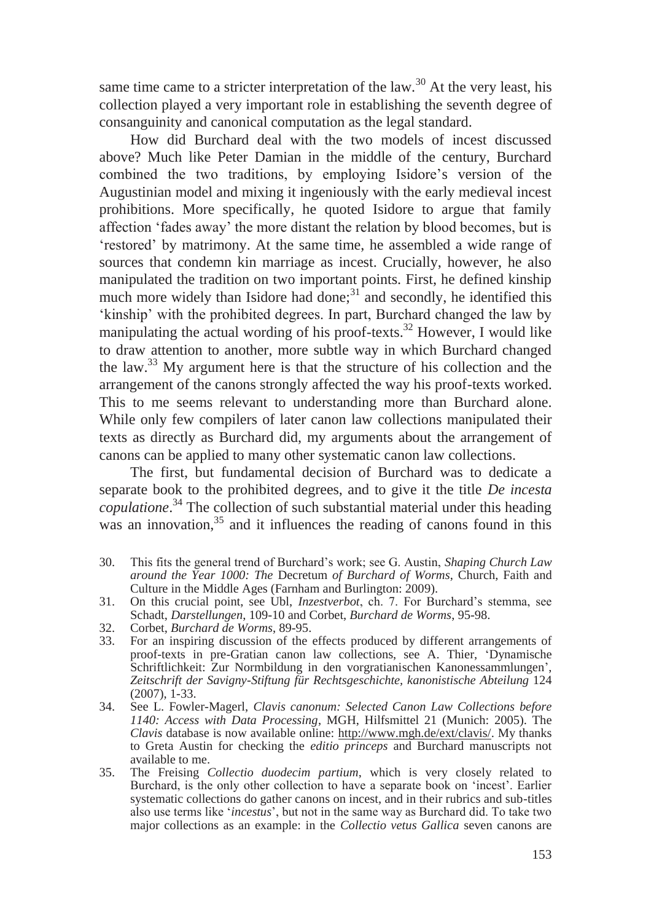same time came to a stricter interpretation of the law.[30] At the very least, his collection played a very important role in establishing the seventh degree of consanguinity and canonical computation as the legal standard.

How did Burchard deal with the two models of incest discussed above? Much like Peter Damian in the middle of the century, Burchard combined the two traditions, by employing Isidore's version of the Augustinian model and mixing it ingeniously with the early medieval incest prohibitions. More specifically, he quoted Isidore to argue that family affection 'fades away' the more distant the relation by blood becomes, but is 'restored' by matrimony. At the same time, he assembled a wide range of sources that condemn kin marriage as incest. Crucially, however, he also manipulated the tradition on two important points. First, he defined kinship much more widely than Isidore had done;[31] and secondly, he identified this 'kinship' with the prohibited degrees. In part, Burchard changed the law by manipulating the actual wording of his proof-texts.[32] However, I would like to draw attention to another, more subtle way in which Burchard changed the law.[33] My argument here is that the structure of his collection and the arrangement of the canons strongly affected the way his proof-texts worked. This to me seems relevant to understanding more than Burchard alone. While only few compilers of later canon law collections manipulated their texts as directly as Burchard did, my arguments about the arrangement of canons can be applied to many other systematic canon law collections.

The first, but fundamental decision of Burchard was to dedicate a separate book to the prohibited degrees, and to give it the title *De incesta copulatione*.[34] The collection of such substantial material under this heading was an innovation,[35] and it influences the reading of canons found in this

30. This fits the general trend of Burchard's work; see G. Austin, *Shaping Church Law around the Year 1000: The* Decretum *of Burchard of Worms*, Church, Faith and Culture in the Middle Ages (Farnham and Burlington: 2009).
31. On this crucial point, see Ubl, *Inzestverbot*, ch. 7. For Burchard's stemma, see Schadt, *Darstellungen*, 109-10 and Corbet, *Burchard de Worms*, 95-98.
32. Corbet, *Burchard de Worms*, 89-95.
33. For an inspiring discussion of the effects produced by different arrangements of proof-texts in pre-Gratian canon law collections, see A. Thier, 'Dynamische Schriftlichkeit: Zur Normbildung in den vorgratianischen Kanonessammlungen', *Zeitschrift der Savigny-Stiftung für Rechtsgeschichte, kanonistische Abteilung* 124 (2007), 1-33.
34. See L. Fowler-Magerl, *Clavis canonum: Selected Canon Law Collections before 1140: Access with Data Processing*, MGH, Hilfsmittel 21 (Munich: 2005). The *Clavis* database is now available online: http://www.mgh.de/ext/clavis/. My thanks to Greta Austin for checking the *editio princeps* and Burchard manuscripts not available to me.
35. The Freising *Collectio duodecim partium*, which is very closely related to Burchard, is the only other collection to have a separate book on 'incest'. Earlier systematic collections do gather canons on incest, and in their rubrics and sub-titles also use terms like '*incestus*', but not in the same way as Burchard did. To take two major collections as an example: in the *Collectio vetus Gallica* seven canons are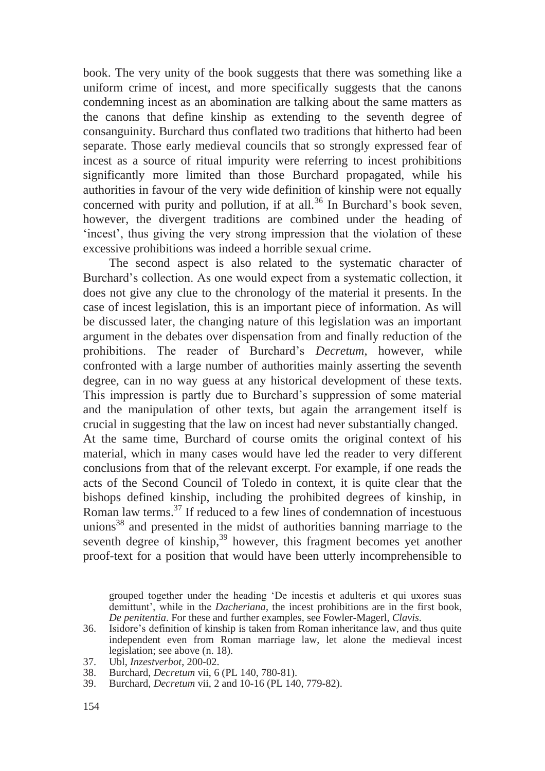book. The very unity of the book suggests that there was something like a uniform crime of incest, and more specifically suggests that the canons condemning incest as an abomination are talking about the same matters as the canons that define kinship as extending to the seventh degree of consanguinity. Burchard thus conflated two traditions that hitherto had been separate. Those early medieval councils that so strongly expressed fear of incest as a source of ritual impurity were referring to incest prohibitions significantly more limited than those Burchard propagated, while his authorities in favour of the very wide definition of kinship were not equally concerned with purity and pollution, if at all.[36] In Burchard's book seven, however, the divergent traditions are combined under the heading of 'incest', thus giving the very strong impression that the violation of these excessive prohibitions was indeed a horrible sexual crime.

The second aspect is also related to the systematic character of Burchard's collection. As one would expect from a systematic collection, it does not give any clue to the chronology of the material it presents. In the case of incest legislation, this is an important piece of information. As will be discussed later, the changing nature of this legislation was an important argument in the debates over dispensation from and finally reduction of the prohibitions. The reader of Burchard's *Decretum*, however, while confronted with a large number of authorities mainly asserting the seventh degree, can in no way guess at any historical development of these texts. This impression is partly due to Burchard's suppression of some material and the manipulation of other texts, but again the arrangement itself is crucial in suggesting that the law on incest had never substantially changed. At the same time, Burchard of course omits the original context of his material, which in many cases would have led the reader to very different conclusions from that of the relevant excerpt. For example, if one reads the acts of the Second Council of Toledo in context, it is quite clear that the bishops defined kinship, including the prohibited degrees of kinship, in Roman law terms.[37] If reduced to a few lines of condemnation of incestuous unions[38] and presented in the midst of authorities banning marriage to the seventh degree of kinship,[39] however, this fragment becomes yet another proof-text for a position that would have been utterly incomprehensible to

grouped together under the heading 'De incestis et adulteris et qui uxores suas demittunt', while in the *Dacheriana*, the incest prohibitions are in the first book, *De penitentia*. For these and further examples, see Fowler-Magerl, *Clavis*.

36. Isidore's definition of kinship is taken from Roman inheritance law, and thus quite independent even from Roman marriage law, let alone the medieval incest legislation; see above (n. 18).
37. Ubl, *Inzestverbot*, 200-02.
38. Burchard, *Decretum* vii, 6 (PL 140, 780-81).
39. Burchard, *Decretum* vii, 2 and 10-16 (PL 140, 779-82).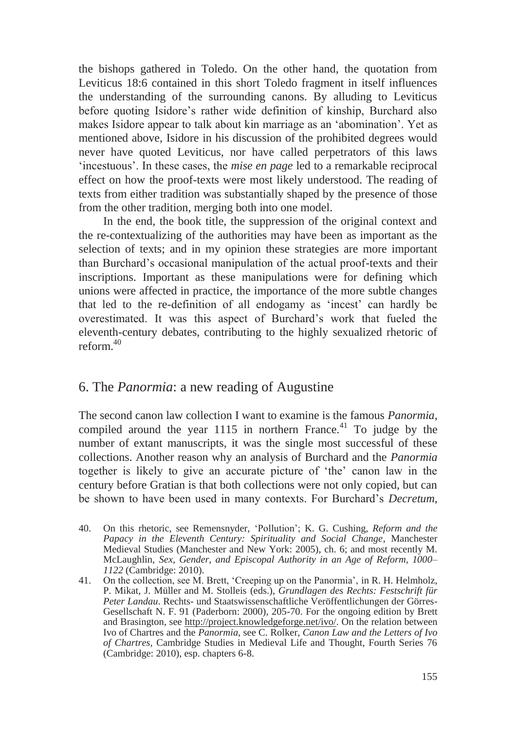the bishops gathered in Toledo. On the other hand, the quotation from Leviticus 18:6 contained in this short Toledo fragment in itself influences the understanding of the surrounding canons. By alluding to Leviticus before quoting Isidore's rather wide definition of kinship, Burchard also makes Isidore appear to talk about kin marriage as an 'abomination'. Yet as mentioned above, Isidore in his discussion of the prohibited degrees would never have quoted Leviticus, nor have called perpetrators of this laws 'incestuous'. In these cases, the *mise en page* led to a remarkable reciprocal effect on how the proof-texts were most likely understood. The reading of texts from either tradition was substantially shaped by the presence of those from the other tradition, merging both into one model.

In the end, the book title, the suppression of the original context and the re-contextualizing of the authorities may have been as important as the selection of texts; and in my opinion these strategies are more important than Burchard's occasional manipulation of the actual proof-texts and their inscriptions. Important as these manipulations were for defining which unions were affected in practice, the importance of the more subtle changes that led to the re-definition of all endogamy as 'incest' can hardly be overestimated. It was this aspect of Burchard's work that fueled the eleventh-century debates, contributing to the highly sexualized rhetoric of reform.[40]

## 6. The *Panormia*: a new reading of Augustine

The second canon law collection I want to examine is the famous *Panormia*, compiled around the year 1115 in northern France.[41] To judge by the number of extant manuscripts, it was the single most successful of these collections. Another reason why an analysis of Burchard and the *Panormia* together is likely to give an accurate picture of 'the' canon law in the century before Gratian is that both collections were not only copied, but can be shown to have been used in many contexts. For Burchard's *Decretum*,

40. On this rhetoric, see Remensnyder, 'Pollution'; K. G. Cushing, *Reform and the Papacy in the Eleventh Century: Spirituality and Social Change*, Manchester Medieval Studies (Manchester and New York: 2005), ch. 6; and most recently M. McLaughlin, *Sex, Gender, and Episcopal Authority in an Age of Reform, 1000–1122* (Cambridge: 2010).

41. On the collection, see M. Brett, 'Creeping up on the Panormia', in R. H. Helmholz, P. Mikat, J. Müller and M. Stolleis (eds.), *Grundlagen des Rechts: Festschrift für Peter Landau*. Rechts- und Staatswissenschaftliche Veröffentlichungen der Görres-Gesellschaft N. F. 91 (Paderborn: 2000), 205-70. For the ongoing edition by Brett and Brasington, see http://project.knowledgeforge.net/ivo/. On the relation between Ivo of Chartres and the *Panormia*, see C. Rolker, *Canon Law and the Letters of Ivo of Chartres*, Cambridge Studies in Medieval Life and Thought, Fourth Series 76 (Cambridge: 2010), esp. chapters 6-8.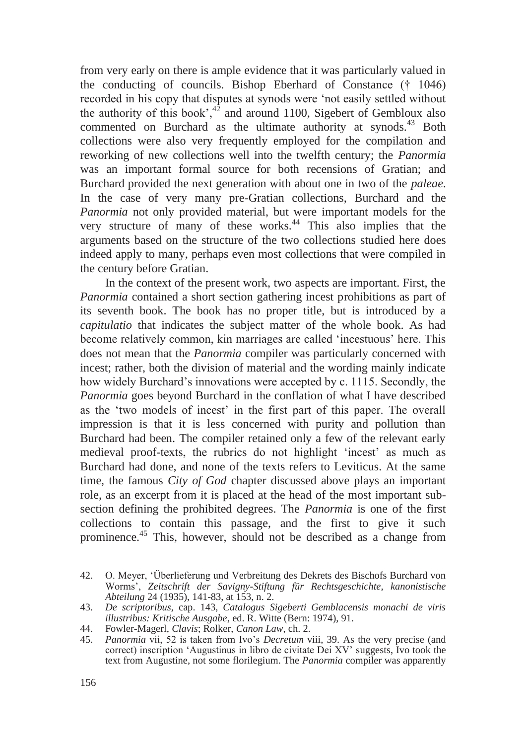from very early on there is ample evidence that it was particularly valued in the conducting of councils. Bishop Eberhard of Constance († 1046) recorded in his copy that disputes at synods were 'not easily settled without the authority of this book',[42] and around 1100, Sigebert of Gembloux also commented on Burchard as the ultimate authority at synods.[43] Both collections were also very frequently employed for the compilation and reworking of new collections well into the twelfth century; the *Panormia* was an important formal source for both recensions of Gratian; and Burchard provided the next generation with about one in two of the *paleae*. In the case of very many pre-Gratian collections, Burchard and the *Panormia* not only provided material, but were important models for the very structure of many of these works.[44] This also implies that the arguments based on the structure of the two collections studied here does indeed apply to many, perhaps even most collections that were compiled in the century before Gratian.

In the context of the present work, two aspects are important. First, the *Panormia* contained a short section gathering incest prohibitions as part of its seventh book. The book has no proper title, but is introduced by a *capitulatio* that indicates the subject matter of the whole book. As had become relatively common, kin marriages are called 'incestuous' here. This does not mean that the *Panormia* compiler was particularly concerned with incest; rather, both the division of material and the wording mainly indicate how widely Burchard's innovations were accepted by c. 1115. Secondly, the *Panormia* goes beyond Burchard in the conflation of what I have described as the 'two models of incest' in the first part of this paper. The overall impression is that it is less concerned with purity and pollution than Burchard had been. The compiler retained only a few of the relevant early medieval proof-texts, the rubrics do not highlight 'incest' as much as Burchard had done, and none of the texts refers to Leviticus. At the same time, the famous *City of God* chapter discussed above plays an important role, as an excerpt from it is placed at the head of the most important sub-section defining the prohibited degrees. The *Panormia* is one of the first collections to contain this passage, and the first to give it such prominence.[45] This, however, should not be described as a change from

42. O. Meyer, 'Überlieferung und Verbreitung des Dekrets des Bischofs Burchard von Worms', *Zeitschrift der Savigny-Stiftung für Rechtsgeschichte, kanonistische Abteilung* 24 (1935), 141-83, at 153, n. 2.

43. *De scriptoribus*, cap. 143, *Catalogus Sigeberti Gemblacensis monachi de viris illustribus: Kritische Ausgabe*, ed. R. Witte (Bern: 1974), 91.

44. Fowler-Magerl, *Clavis*; Rolker, *Canon Law*, ch. 2.

45. *Panormia* vii, 52 is taken from Ivo's *Decretum* viii, 39. As the very precise (and correct) inscription 'Augustinus in libro de civitate Dei XV' suggests, Ivo took the text from Augustine, not some florilegium. The *Panormia* compiler was apparently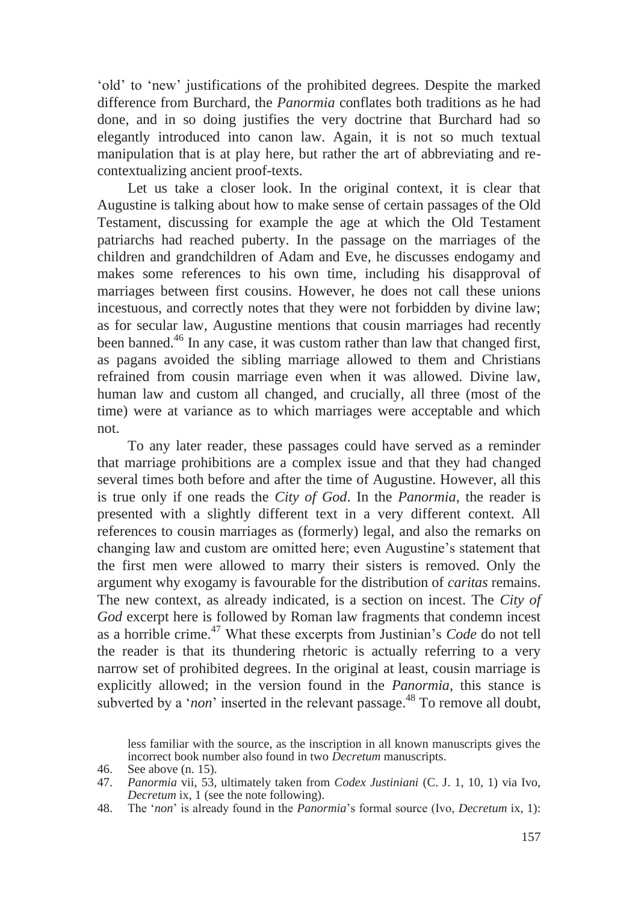'old' to 'new' justifications of the prohibited degrees. Despite the marked difference from Burchard, the *Panormia* conflates both traditions as he had done, and in so doing justifies the very doctrine that Burchard had so elegantly introduced into canon law. Again, it is not so much textual manipulation that is at play here, but rather the art of abbreviating and re-contextualizing ancient proof-texts.

Let us take a closer look. In the original context, it is clear that Augustine is talking about how to make sense of certain passages of the Old Testament, discussing for example the age at which the Old Testament patriarchs had reached puberty. In the passage on the marriages of the children and grandchildren of Adam and Eve, he discusses endogamy and makes some references to his own time, including his disapproval of marriages between first cousins. However, he does not call these unions incestuous, and correctly notes that they were not forbidden by divine law; as for secular law, Augustine mentions that cousin marriages had recently been banned.[46] In any case, it was custom rather than law that changed first, as pagans avoided the sibling marriage allowed to them and Christians refrained from cousin marriage even when it was allowed. Divine law, human law and custom all changed, and crucially, all three (most of the time) were at variance as to which marriages were acceptable and which not.

To any later reader, these passages could have served as a reminder that marriage prohibitions are a complex issue and that they had changed several times both before and after the time of Augustine. However, all this is true only if one reads the *City of God*. In the *Panormia*, the reader is presented with a slightly different text in a very different context. All references to cousin marriages as (formerly) legal, and also the remarks on changing law and custom are omitted here; even Augustine's statement that the first men were allowed to marry their sisters is removed. Only the argument why exogamy is favourable for the distribution of *caritas* remains. The new context, as already indicated, is a section on incest. The *City of God* excerpt here is followed by Roman law fragments that condemn incest as a horrible crime.[47] What these excerpts from Justinian's *Code* do not tell the reader is that its thundering rhetoric is actually referring to a very narrow set of prohibited degrees. In the original at least, cousin marriage is explicitly allowed; in the version found in the *Panormia*, this stance is subverted by a '*non*' inserted in the relevant passage.[48] To remove all doubt,

less familiar with the source, as the inscription in all known manuscripts gives the incorrect book number also found in two *Decretum* manuscripts.

46. See above (n. 15).
47. *Panormia* vii, 53, ultimately taken from *Codex Justiniani* (C. J. 1, 10, 1) via Ivo, *Decretum* ix, 1 (see the note following).
48. The '*non*' is already found in the *Panormia*'s formal source (Ivo, *Decretum* ix, 1):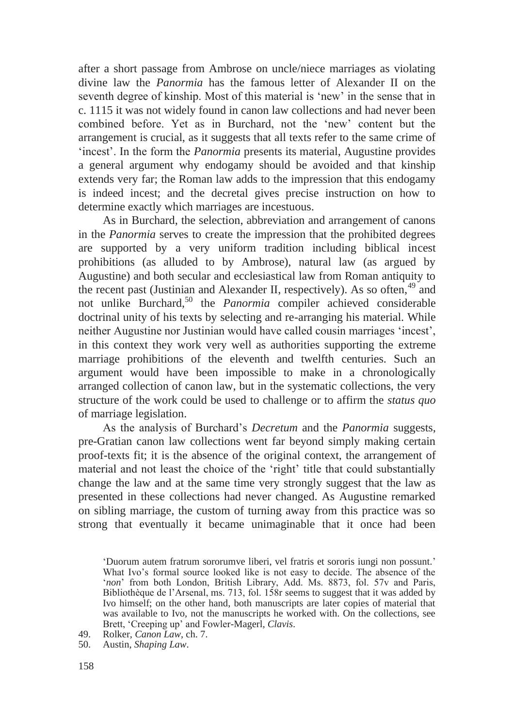after a short passage from Ambrose on uncle/niece marriages as violating divine law the *Panormia* has the famous letter of Alexander II on the seventh degree of kinship. Most of this material is 'new' in the sense that in c. 1115 it was not widely found in canon law collections and had never been combined before. Yet as in Burchard, not the 'new' content but the arrangement is crucial, as it suggests that all texts refer to the same crime of 'incest'. In the form the *Panormia* presents its material, Augustine provides a general argument why endogamy should be avoided and that kinship extends very far; the Roman law adds to the impression that this endogamy is indeed incest; and the decretal gives precise instruction on how to determine exactly which marriages are incestuous.

As in Burchard, the selection, abbreviation and arrangement of canons in the *Panormia* serves to create the impression that the prohibited degrees are supported by a very uniform tradition including biblical incest prohibitions (as alluded to by Ambrose), natural law (as argued by Augustine) and both secular and ecclesiastical law from Roman antiquity to the recent past (Justinian and Alexander II, respectively). As so often,[49] and not unlike Burchard,[50] the *Panormia* compiler achieved considerable doctrinal unity of his texts by selecting and re-arranging his material. While neither Augustine nor Justinian would have called cousin marriages 'incest', in this context they work very well as authorities supporting the extreme marriage prohibitions of the eleventh and twelfth centuries. Such an argument would have been impossible to make in a chronologically arranged collection of canon law, but in the systematic collections, the very structure of the work could be used to challenge or to affirm the *status quo* of marriage legislation.

As the analysis of Burchard's *Decretum* and the *Panormia* suggests, pre-Gratian canon law collections went far beyond simply making certain proof-texts fit; it is the absence of the original context, the arrangement of material and not least the choice of the 'right' title that could substantially change the law and at the same time very strongly suggest that the law as presented in these collections had never changed. As Augustine remarked on sibling marriage, the custom of turning away from this practice was so strong that eventually it became unimaginable that it once had been

'Duorum autem fratrum sororumve liberi, vel fratris et sororis iungi non possunt.' What Ivo's formal source looked like is not easy to decide. The absence of the '*non*' from both London, British Library, Add. Ms. 8873, fol. 57v and Paris, Bibliothèque de l'Arsenal, ms. 713, fol. 158r seems to suggest that it was added by Ivo himself; on the other hand, both manuscripts are later copies of material that was available to Ivo, not the manuscripts he worked with. On the collections, see Brett, 'Creeping up' and Fowler-Magerl, *Clavis*.

49. Rolker, *Canon Law*, ch. 7.
50. Austin, *Shaping Law*.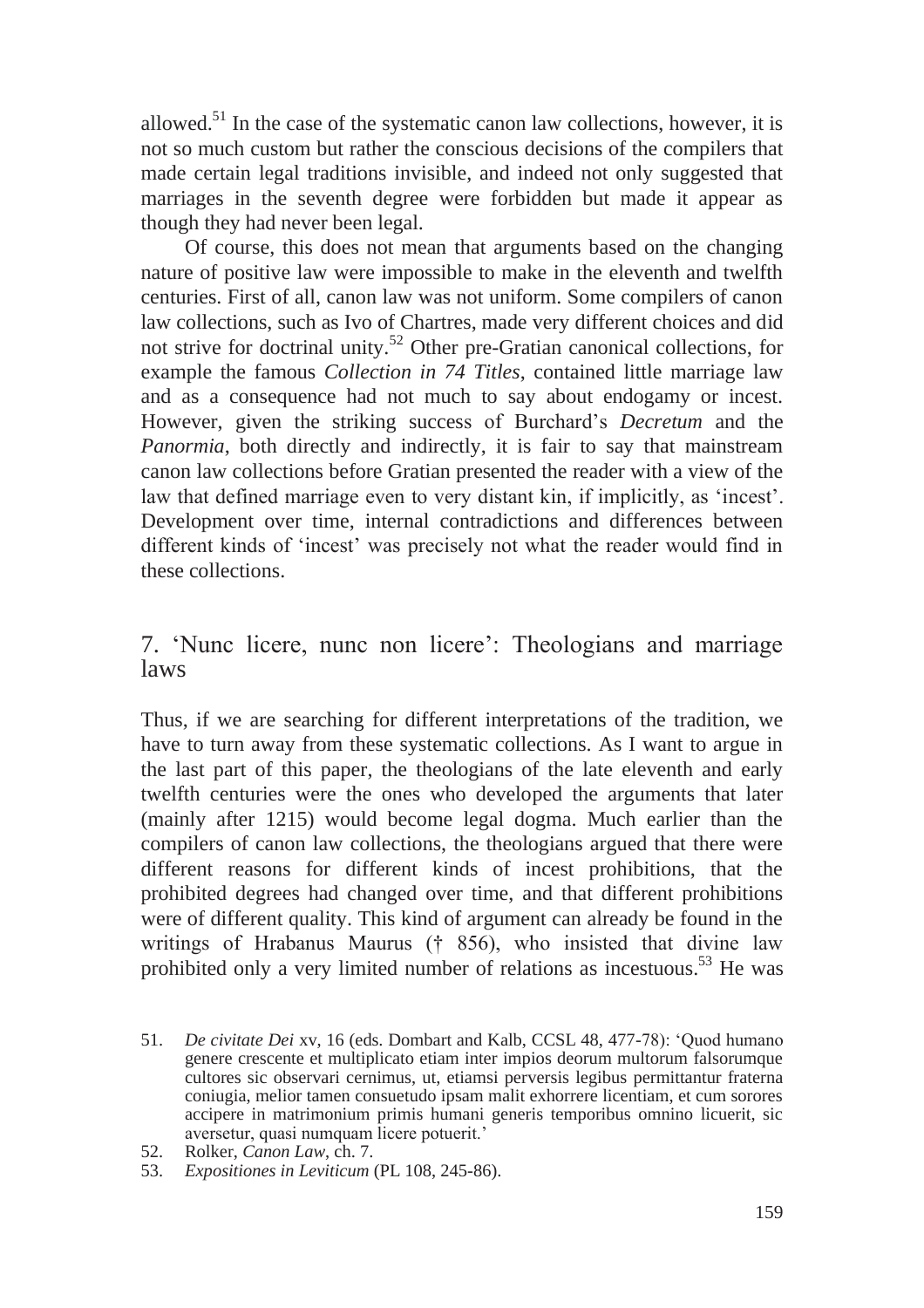allowed.[51] In the case of the systematic canon law collections, however, it is not so much custom but rather the conscious decisions of the compilers that made certain legal traditions invisible, and indeed not only suggested that marriages in the seventh degree were forbidden but made it appear as though they had never been legal.

Of course, this does not mean that arguments based on the changing nature of positive law were impossible to make in the eleventh and twelfth centuries. First of all, canon law was not uniform. Some compilers of canon law collections, such as Ivo of Chartres, made very different choices and did not strive for doctrinal unity.[52] Other pre-Gratian canonical collections, for example the famous *Collection in 74 Titles*, contained little marriage law and as a consequence had not much to say about endogamy or incest. However, given the striking success of Burchard's *Decretum* and the *Panormia*, both directly and indirectly, it is fair to say that mainstream canon law collections before Gratian presented the reader with a view of the law that defined marriage even to very distant kin, if implicitly, as 'incest'. Development over time, internal contradictions and differences between different kinds of 'incest' was precisely not what the reader would find in these collections.

## 7. 'Nunc licere, nunc non licere': Theologians and marriage laws

Thus, if we are searching for different interpretations of the tradition, we have to turn away from these systematic collections. As I want to argue in the last part of this paper, the theologians of the late eleventh and early twelfth centuries were the ones who developed the arguments that later (mainly after 1215) would become legal dogma. Much earlier than the compilers of canon law collections, the theologians argued that there were different reasons for different kinds of incest prohibitions, that the prohibited degrees had changed over time, and that different prohibitions were of different quality. This kind of argument can already be found in the writings of Hrabanus Maurus († 856), who insisted that divine law prohibited only a very limited number of relations as incestuous.[53] He was

---

51. *De civitate Dei* xv, 16 (eds. Dombart and Kalb, CCSL 48, 477-78): 'Quod humano genere crescente et multiplicato etiam inter impios deorum multorum falsorumque cultores sic observari cernimus, ut, etiamsi perversis legibus permittantur fraterna coniugia, melior tamen consuetudo ipsam malit exhorrere licentiam, et cum sorores accipere in matrimonium primis humani generis temporibus omnino licuerit, sic aversetur, quasi numquam licere potuerit.'
52. Rolker, *Canon Law*, ch. 7.
53. *Expositiones in Leviticum* (PL 108, 245-86).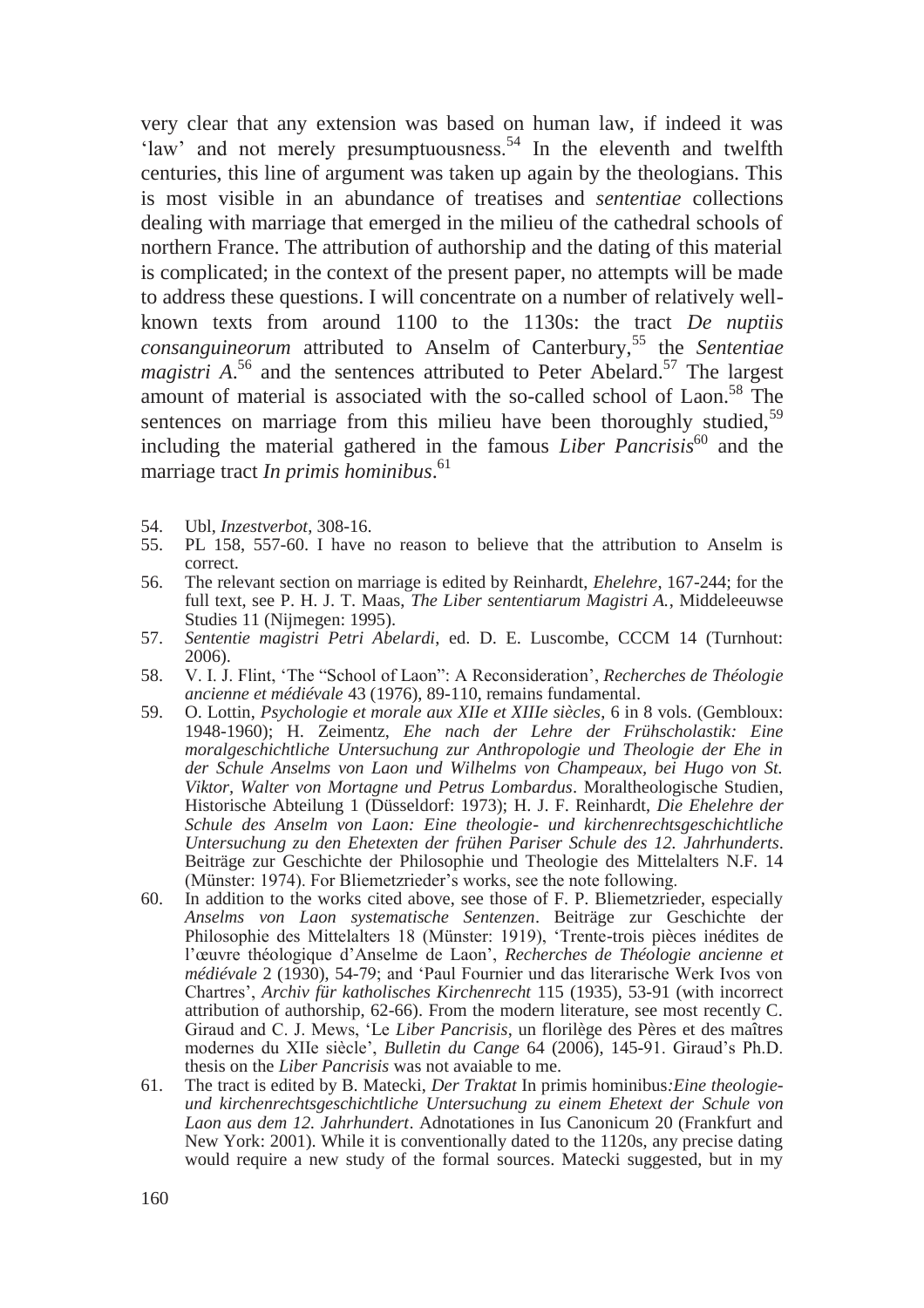very clear that any extension was based on human law, if indeed it was 'law' and not merely presumptuousness.[54] In the eleventh and twelfth centuries, this line of argument was taken up again by the theologians. This is most visible in an abundance of treatises and *sententiae* collections dealing with marriage that emerged in the milieu of the cathedral schools of northern France. The attribution of authorship and the dating of this material is complicated; in the context of the present paper, no attempts will be made to address these questions. I will concentrate on a number of relatively well-known texts from around 1100 to the 1130s: the tract *De nuptiis consanguineorum* attributed to Anselm of Canterbury,[55] the *Sententiae magistri A*.[56] and the sentences attributed to Peter Abelard.[57] The largest amount of material is associated with the so-called school of Laon.[58] The sentences on marriage from this milieu have been thoroughly studied,[59] including the material gathered in the famous *Liber Pancrisis*[60] and the marriage tract *In primis hominibus*.[61]

54. Ubl, *Inzestverbot*, 308-16.
55. PL 158, 557-60. I have no reason to believe that the attribution to Anselm is correct.
56. The relevant section on marriage is edited by Reinhardt, *Ehelehre*, 167-244; for the full text, see P. H. J. T. Maas, *The Liber sententiarum Magistri A.*, Middeleeuwse Studies 11 (Nijmegen: 1995).
57. *Sententie magistri Petri Abelardi*, ed. D. E. Luscombe, CCCM 14 (Turnhout: 2006).
58. V. I. J. Flint, 'The "School of Laon": A Reconsideration', *Recherches de Théologie ancienne et médiévale* 43 (1976), 89-110, remains fundamental.
59. O. Lottin, *Psychologie et morale aux XIIe et XIIIe siècles*, 6 in 8 vols. (Gembloux: 1948-1960); H. Zeimentz, *Ehe nach der Lehre der Frühscholastik: Eine moralgeschichtliche Untersuchung zur Anthropologie und Theologie der Ehe in der Schule Anselms von Laon und Wilhelms von Champeaux, bei Hugo von St. Viktor, Walter von Mortagne und Petrus Lombardus*. Moraltheologische Studien, Historische Abteilung 1 (Düsseldorf: 1973); H. J. F. Reinhardt, *Die Ehelehre der Schule des Anselm von Laon: Eine theologie- und kirchenrechtsgeschichtliche Untersuchung zu den Ehetexten der frühen Pariser Schule des 12. Jahrhunderts*. Beiträge zur Geschichte der Philosophie und Theologie des Mittelalters N.F. 14 (Münster: 1974). For Bliemetzrieder's works, see the note following.
60. In addition to the works cited above, see those of F. P. Bliemetzrieder, especially *Anselms von Laon systematische Sentenzen*. Beiträge zur Geschichte der Philosophie des Mittelalters 18 (Münster: 1919), 'Trente-trois pièces inédites de l'œuvre théologique d'Anselme de Laon', *Recherches de Théologie ancienne et médiévale* 2 (1930), 54-79; and 'Paul Fournier und das literarische Werk Ivos von Chartres', *Archiv für katholisches Kirchenrecht* 115 (1935), 53-91 (with incorrect attribution of authorship, 62-66). From the modern literature, see most recently C. Giraud and C. J. Mews, 'Le *Liber Pancrisis*, un florilège des Pères et des maîtres modernes du XIIe siècle', *Bulletin du Cange* 64 (2006), 145-91. Giraud's Ph.D. thesis on the *Liber Pancrisis* was not avaiable to me.
61. The tract is edited by B. Matecki, *Der Traktat* In primis hominibus*:Eine theologie- und kirchenrechtsgeschichtliche Untersuchung zu einem Ehetext der Schule von Laon aus dem 12. Jahrhundert*. Adnotationes in Ius Canonicum 20 (Frankfurt and New York: 2001). While it is conventionally dated to the 1120s, any precise dating would require a new study of the formal sources. Matecki suggested, but in my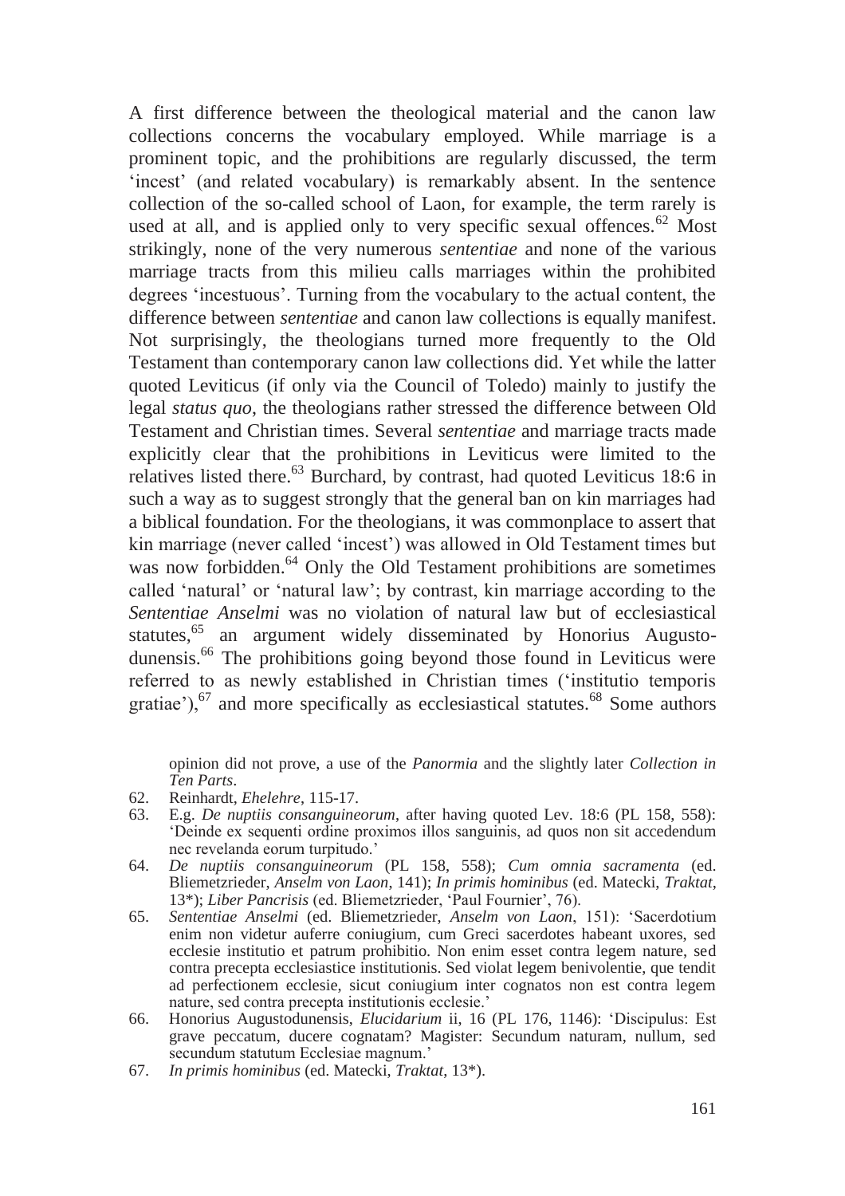A first difference between the theological material and the canon law collections concerns the vocabulary employed. While marriage is a prominent topic, and the prohibitions are regularly discussed, the term 'incest' (and related vocabulary) is remarkably absent. In the sentence collection of the so-called school of Laon, for example, the term rarely is used at all, and is applied only to very specific sexual offences.[62] Most strikingly, none of the very numerous *sententiae* and none of the various marriage tracts from this milieu calls marriages within the prohibited degrees 'incestuous'. Turning from the vocabulary to the actual content, the difference between *sententiae* and canon law collections is equally manifest. Not surprisingly, the theologians turned more frequently to the Old Testament than contemporary canon law collections did. Yet while the latter quoted Leviticus (if only via the Council of Toledo) mainly to justify the legal *status quo*, the theologians rather stressed the difference between Old Testament and Christian times. Several *sententiae* and marriage tracts made explicitly clear that the prohibitions in Leviticus were limited to the relatives listed there.[63] Burchard, by contrast, had quoted Leviticus 18:6 in such a way as to suggest strongly that the general ban on kin marriages had a biblical foundation. For the theologians, it was commonplace to assert that kin marriage (never called 'incest') was allowed in Old Testament times but was now forbidden.[64] Only the Old Testament prohibitions are sometimes called 'natural' or 'natural law'; by contrast, kin marriage according to the *Sententiae Anselmi* was no violation of natural law but of ecclesiastical statutes,[65] an argument widely disseminated by Honorius Augustodunensis.[66] The prohibitions going beyond those found in Leviticus were referred to as newly established in Christian times ('institutio temporis gratiae'),[67] and more specifically as ecclesiastical statutes.[68] Some authors

opinion did not prove, a use of the *Panormia* and the slightly later *Collection in Ten Parts*.

62. Reinhardt, *Ehelehre*, 115-17.
63. E.g. *De nuptiis consanguineorum*, after having quoted Lev. 18:6 (PL 158, 558): 'Deinde ex sequenti ordine proximos illos sanguinis, ad quos non sit accedendum nec revelanda eorum turpitudo.'
64. *De nuptiis consanguineorum* (PL 158, 558); *Cum omnia sacramenta* (ed. Bliemetzrieder, *Anselm von Laon*, 141); *In primis hominibus* (ed. Matecki, *Traktat*, 13*); *Liber Pancrisis* (ed. Bliemetzrieder, 'Paul Fournier', 76).
65. *Sententiae Anselmi* (ed. Bliemetzrieder, *Anselm von Laon*, 151): 'Sacerdotium enim non videtur auferre coniugium, cum Greci sacerdotes habeant uxores, sed ecclesie institutio et patrum prohibitio. Non enim esset contra legem nature, sed contra precepta ecclesiastice institutionis. Sed violat legem benivolentie, que tendit ad perfectionem ecclesie, sicut coniugium inter cognatos non est contra legem nature, sed contra precepta institutionis ecclesie.'
66. Honorius Augustodunensis, *Elucidarium* ii, 16 (PL 176, 1146): 'Discipulus: Est grave peccatum, ducere cognatam? Magister: Secundum naturam, nullum, sed secundum statutum Ecclesiae magnum.'
67. *In primis hominibus* (ed. Matecki, *Traktat*, 13*).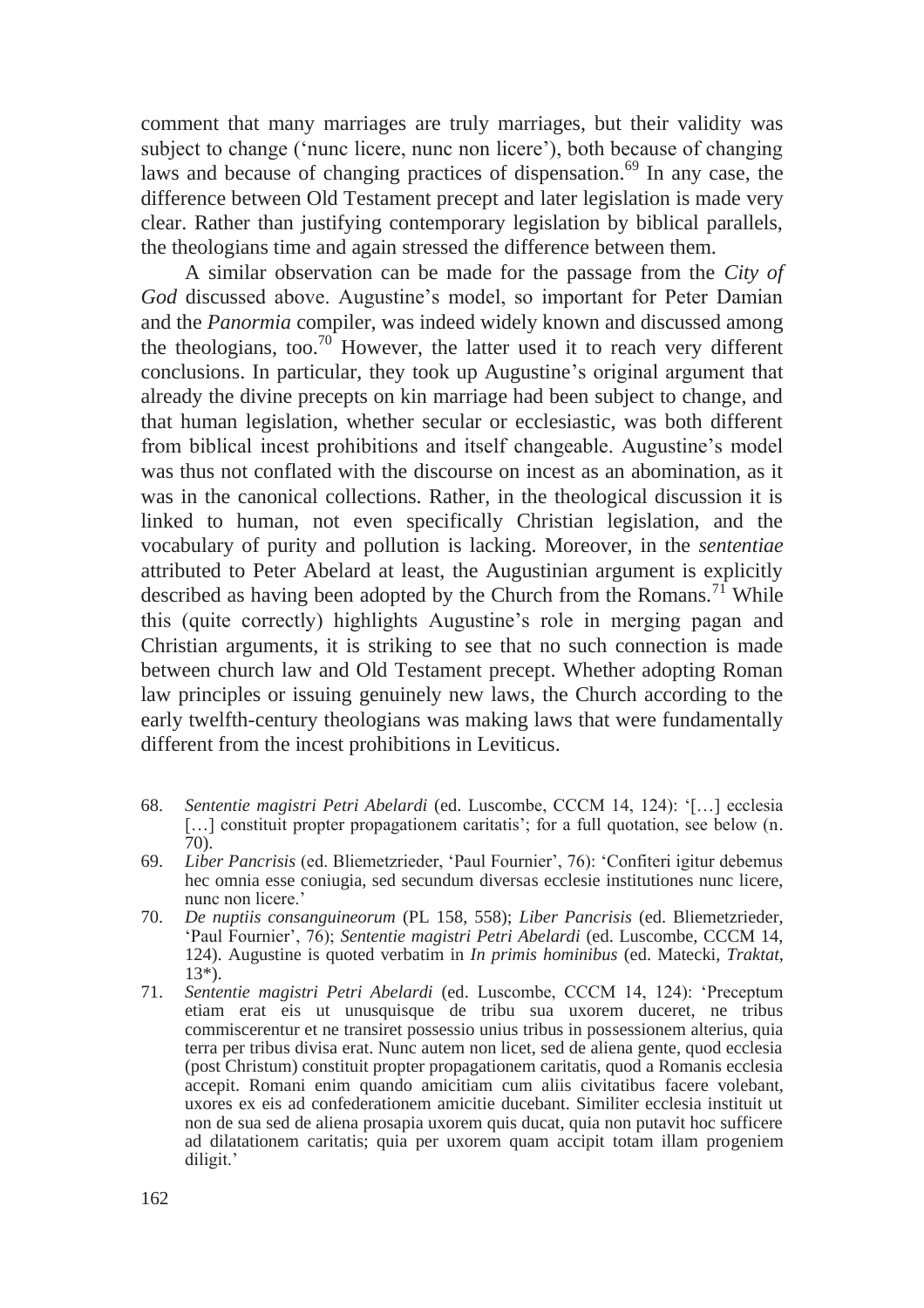comment that many marriages are truly marriages, but their validity was subject to change ('nunc licere, nunc non licere'), both because of changing laws and because of changing practices of dispensation.[69] In any case, the difference between Old Testament precept and later legislation is made very clear. Rather than justifying contemporary legislation by biblical parallels, the theologians time and again stressed the difference between them.

A similar observation can be made for the passage from the *City of God* discussed above. Augustine's model, so important for Peter Damian and the *Panormia* compiler, was indeed widely known and discussed among the theologians, too.[70] However, the latter used it to reach very different conclusions. In particular, they took up Augustine's original argument that already the divine precepts on kin marriage had been subject to change, and that human legislation, whether secular or ecclesiastic, was both different from biblical incest prohibitions and itself changeable. Augustine's model was thus not conflated with the discourse on incest as an abomination, as it was in the canonical collections. Rather, in the theological discussion it is linked to human, not even specifically Christian legislation, and the vocabulary of purity and pollution is lacking. Moreover, in the *sententiae* attributed to Peter Abelard at least, the Augustinian argument is explicitly described as having been adopted by the Church from the Romans.[71] While this (quite correctly) highlights Augustine's role in merging pagan and Christian arguments, it is striking to see that no such connection is made between church law and Old Testament precept. Whether adopting Roman law principles or issuing genuinely new laws, the Church according to the early twelfth-century theologians was making laws that were fundamentally different from the incest prohibitions in Leviticus.

68. *Sententie magistri Petri Abelardi* (ed. Luscombe, CCCM 14, 124): '[…] ecclesia […] constituit propter propagationem caritatis'; for a full quotation, see below (n. 70).
69. *Liber Pancrisis* (ed. Bliemetzrieder, 'Paul Fournier', 76): 'Confiteri igitur debemus hec omnia esse coniugia, sed secundum diversas ecclesie institutiones nunc licere, nunc non licere.'
70. *De nuptiis consanguineorum* (PL 158, 558); *Liber Pancrisis* (ed. Bliemetzrieder, 'Paul Fournier', 76); *Sententie magistri Petri Abelardi* (ed. Luscombe, CCCM 14, 124). Augustine is quoted verbatim in *In primis hominibus* (ed. Matecki, *Traktat*, 13*).
71. *Sententie magistri Petri Abelardi* (ed. Luscombe, CCCM 14, 124): 'Preceptum etiam erat eis ut unusquisque de tribu sua uxorem duceret, ne tribus commiscerentur et ne transiret possessio unius tribus in possessionem alterius, quia terra per tribus divisa erat. Nunc autem non licet, sed de aliena gente, quod ecclesia (post Christum) constituit propter propagationem caritatis, quod a Romanis ecclesia accepit. Romani enim quando amicitiam cum aliis civitatibus facere volebant, uxores ex eis ad confederationem amicitie ducebant. Similiter ecclesia instituit ut non de sua sed de aliena prosapia uxorem quis ducat, quia non putavit hoc sufficere ad dilatationem caritatis; quia per uxorem quam accipit totam illam progeniem diligit.'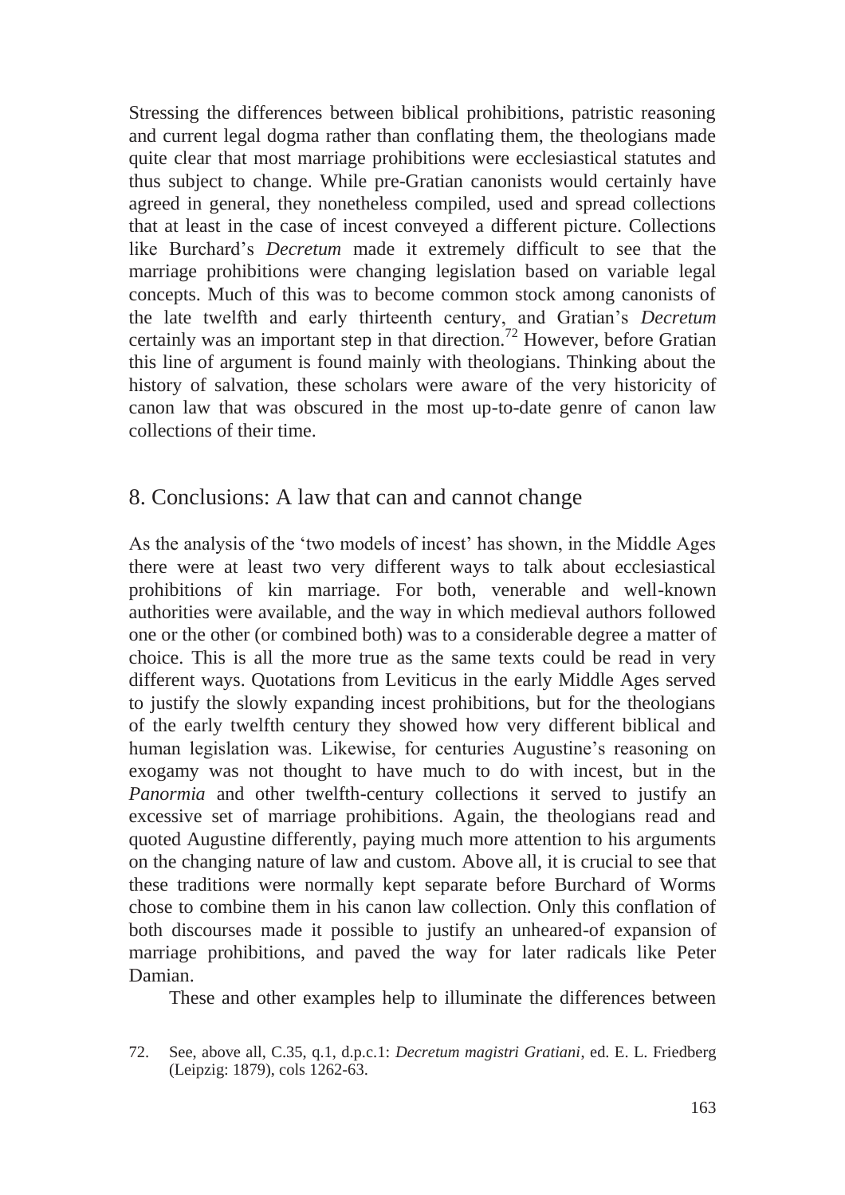Stressing the differences between biblical prohibitions, patristic reasoning and current legal dogma rather than conflating them, the theologians made quite clear that most marriage prohibitions were ecclesiastical statutes and thus subject to change. While pre-Gratian canonists would certainly have agreed in general, they nonetheless compiled, used and spread collections that at least in the case of incest conveyed a different picture. Collections like Burchard's *Decretum* made it extremely difficult to see that the marriage prohibitions were changing legislation based on variable legal concepts. Much of this was to become common stock among canonists of the late twelfth and early thirteenth century, and Gratian's *Decretum* certainly was an important step in that direction.[72] However, before Gratian this line of argument is found mainly with theologians. Thinking about the history of salvation, these scholars were aware of the very historicity of canon law that was obscured in the most up-to-date genre of canon law collections of their time.

## 8. Conclusions: A law that can and cannot change

As the analysis of the 'two models of incest' has shown, in the Middle Ages there were at least two very different ways to talk about ecclesiastical prohibitions of kin marriage. For both, venerable and well-known authorities were available, and the way in which medieval authors followed one or the other (or combined both) was to a considerable degree a matter of choice. This is all the more true as the same texts could be read in very different ways. Quotations from Leviticus in the early Middle Ages served to justify the slowly expanding incest prohibitions, but for the theologians of the early twelfth century they showed how very different biblical and human legislation was. Likewise, for centuries Augustine's reasoning on exogamy was not thought to have much to do with incest, but in the *Panormia* and other twelfth-century collections it served to justify an excessive set of marriage prohibitions. Again, the theologians read and quoted Augustine differently, paying much more attention to his arguments on the changing nature of law and custom. Above all, it is crucial to see that these traditions were normally kept separate before Burchard of Worms chose to combine them in his canon law collection. Only this conflation of both discourses made it possible to justify an unheared-of expansion of marriage prohibitions, and paved the way for later radicals like Peter Damian.

These and other examples help to illuminate the differences between

72. See, above all, C.35, q.1, d.p.c.1: *Decretum magistri Gratiani*, ed. E. L. Friedberg (Leipzig: 1879), cols 1262-63.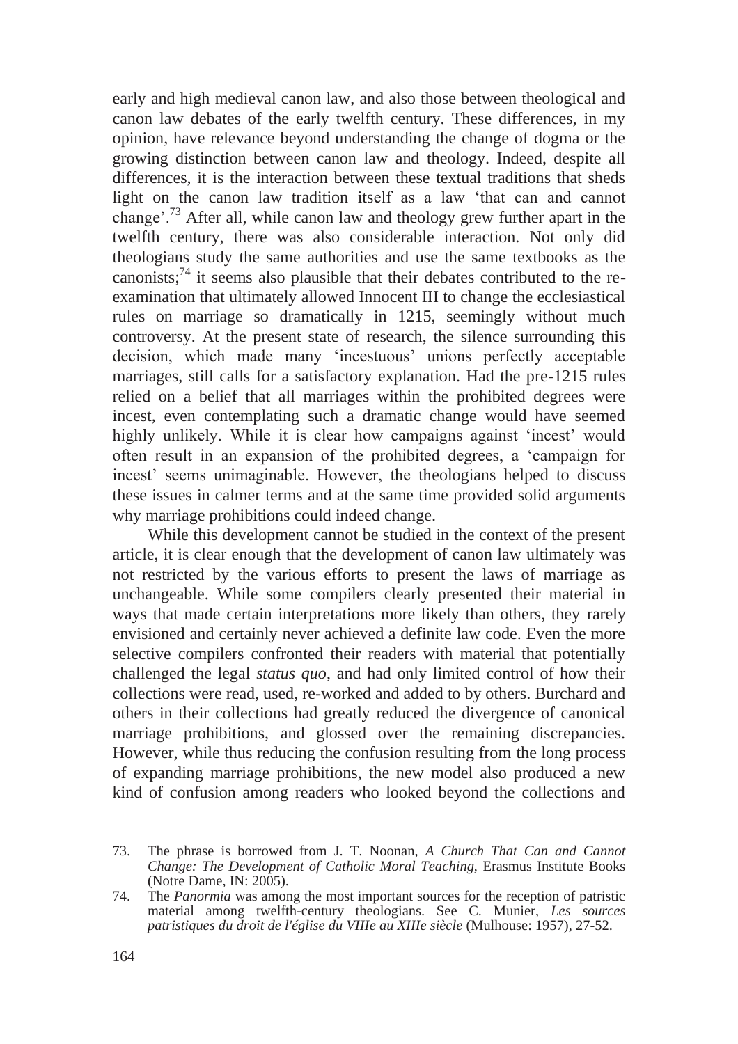early and high medieval canon law, and also those between theological and canon law debates of the early twelfth century. These differences, in my opinion, have relevance beyond understanding the change of dogma or the growing distinction between canon law and theology. Indeed, despite all differences, it is the interaction between these textual traditions that sheds light on the canon law tradition itself as a law 'that can and cannot change'.[73] After all, while canon law and theology grew further apart in the twelfth century, there was also considerable interaction. Not only did theologians study the same authorities and use the same textbooks as the canonists;[74] it seems also plausible that their debates contributed to the re-examination that ultimately allowed Innocent III to change the ecclesiastical rules on marriage so dramatically in 1215, seemingly without much controversy. At the present state of research, the silence surrounding this decision, which made many 'incestuous' unions perfectly acceptable marriages, still calls for a satisfactory explanation. Had the pre-1215 rules relied on a belief that all marriages within the prohibited degrees were incest, even contemplating such a dramatic change would have seemed highly unlikely. While it is clear how campaigns against 'incest' would often result in an expansion of the prohibited degrees, a 'campaign for incest' seems unimaginable. However, the theologians helped to discuss these issues in calmer terms and at the same time provided solid arguments why marriage prohibitions could indeed change.

While this development cannot be studied in the context of the present article, it is clear enough that the development of canon law ultimately was not restricted by the various efforts to present the laws of marriage as unchangeable. While some compilers clearly presented their material in ways that made certain interpretations more likely than others, they rarely envisioned and certainly never achieved a definite law code. Even the more selective compilers confronted their readers with material that potentially challenged the legal *status quo*, and had only limited control of how their collections were read, used, re-worked and added to by others. Burchard and others in their collections had greatly reduced the divergence of canonical marriage prohibitions, and glossed over the remaining discrepancies. However, while thus reducing the confusion resulting from the long process of expanding marriage prohibitions, the new model also produced a new kind of confusion among readers who looked beyond the collections and

73. The phrase is borrowed from J. T. Noonan, *A Church That Can and Cannot Change: The Development of Catholic Moral Teaching*, Erasmus Institute Books (Notre Dame, IN: 2005).

74. The *Panormia* was among the most important sources for the reception of patristic material among twelfth-century theologians. See C. Munier, *Les sources patristiques du droit de l'église du VIIIe au XIIIe siècle* (Mulhouse: 1957), 27-52.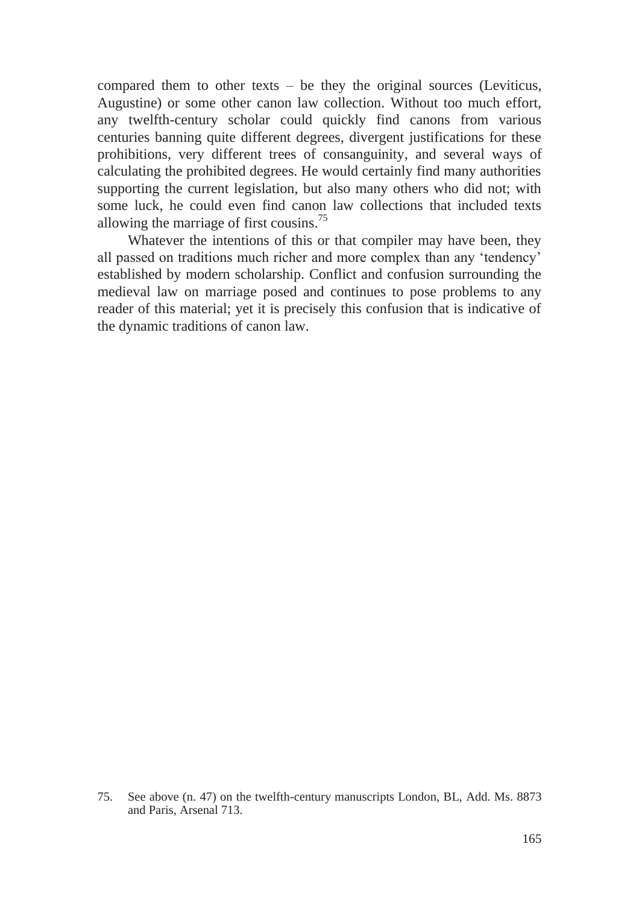compared them to other texts – be they the original sources (Leviticus, Augustine) or some other canon law collection. Without too much effort, any twelfth-century scholar could quickly find canons from various centuries banning quite different degrees, divergent justifications for these prohibitions, very different trees of consanguinity, and several ways of calculating the prohibited degrees. He would certainly find many authorities supporting the current legislation, but also many others who did not; with some luck, he could even find canon law collections that included texts allowing the marriage of first cousins.[75]

Whatever the intentions of this or that compiler may have been, they all passed on traditions much richer and more complex than any 'tendency' established by modern scholarship. Conflict and confusion surrounding the medieval law on marriage posed and continues to pose problems to any reader of this material; yet it is precisely this confusion that is indicative of the dynamic traditions of canon law.

75. See above (n. 47) on the twelfth-century manuscripts London, BL, Add. Ms. 8873 and Paris, Arsenal 713.